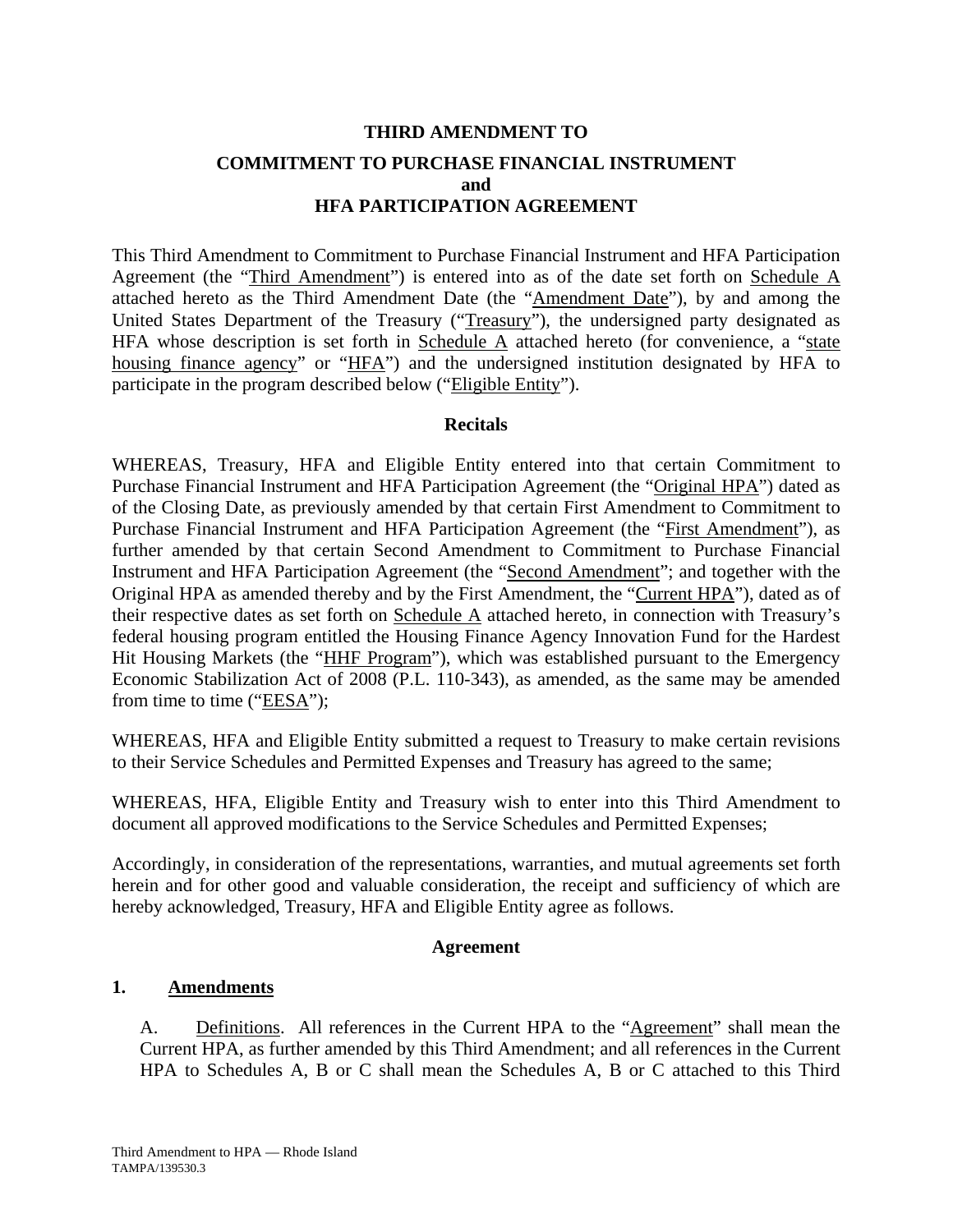**THIRD AMENDMENT TO**

**COMMITMENT TO PURCHASE FINANCIAL INSTRUMENT**
**and**
**HFA PARTICIPATION AGREEMENT**

This Third Amendment to Commitment to Purchase Financial Instrument and HFA Participation Agreement (the "Third Amendment") is entered into as of the date set forth on Schedule A attached hereto as the Third Amendment Date (the "Amendment Date"), by and among the United States Department of the Treasury ("Treasury"), the undersigned party designated as HFA whose description is set forth in Schedule A attached hereto (for convenience, a "state housing finance agency" or "HFA") and the undersigned institution designated by HFA to participate in the program described below ("Eligible Entity").

**Recitals**

WHEREAS, Treasury, HFA and Eligible Entity entered into that certain Commitment to Purchase Financial Instrument and HFA Participation Agreement (the "Original HPA") dated as of the Closing Date, as previously amended by that certain First Amendment to Commitment to Purchase Financial Instrument and HFA Participation Agreement (the "First Amendment"), as further amended by that certain Second Amendment to Commitment to Purchase Financial Instrument and HFA Participation Agreement (the "Second Amendment"; and together with the Original HPA as amended thereby and by the First Amendment, the "Current HPA"), dated as of their respective dates as set forth on Schedule A attached hereto, in connection with Treasury's federal housing program entitled the Housing Finance Agency Innovation Fund for the Hardest Hit Housing Markets (the "HHF Program"), which was established pursuant to the Emergency Economic Stabilization Act of 2008 (P.L. 110-343), as amended, as the same may be amended from time to time ("EESA");

WHEREAS, HFA and Eligible Entity submitted a request to Treasury to make certain revisions to their Service Schedules and Permitted Expenses and Treasury has agreed to the same;

WHEREAS, HFA, Eligible Entity and Treasury wish to enter into this Third Amendment to document all approved modifications to the Service Schedules and Permitted Expenses;

Accordingly, in consideration of the representations, warranties, and mutual agreements set forth herein and for other good and valuable consideration, the receipt and sufficiency of which are hereby acknowledged, Treasury, HFA and Eligible Entity agree as follows.

**Agreement**

**1. Amendments**

A. Definitions. All references in the Current HPA to the "Agreement" shall mean the Current HPA, as further amended by this Third Amendment; and all references in the Current HPA to Schedules A, B or C shall mean the Schedules A, B or C attached to this Third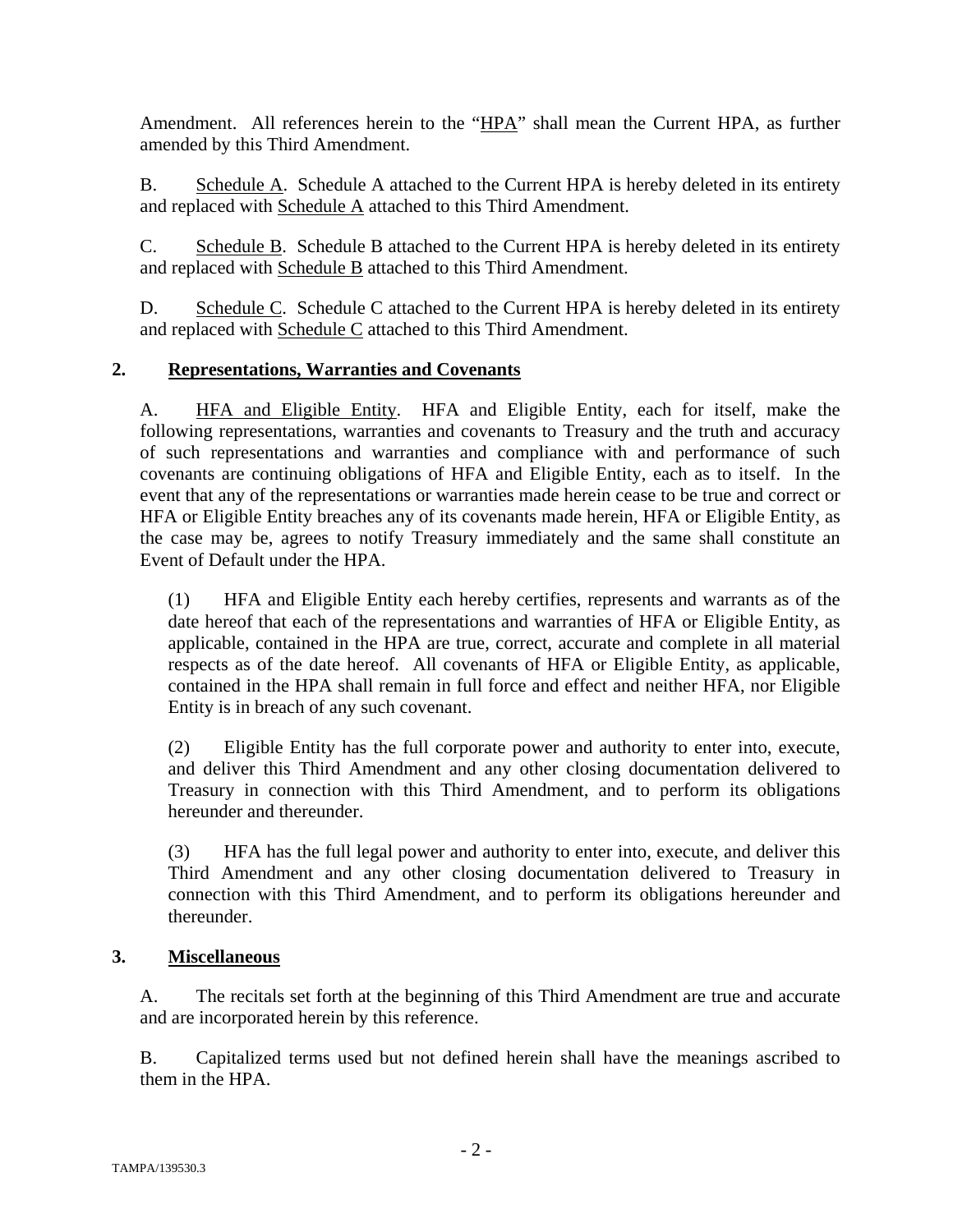Amendment. All references herein to the "HPA" shall mean the Current HPA, as further amended by this Third Amendment.

B. Schedule A. Schedule A attached to the Current HPA is hereby deleted in its entirety and replaced with Schedule A attached to this Third Amendment.

C. Schedule B. Schedule B attached to the Current HPA is hereby deleted in its entirety and replaced with Schedule B attached to this Third Amendment.

D. Schedule C. Schedule C attached to the Current HPA is hereby deleted in its entirety and replaced with Schedule C attached to this Third Amendment.

## 2. Representations, Warranties and Covenants

A. HFA and Eligible Entity. HFA and Eligible Entity, each for itself, make the following representations, warranties and covenants to Treasury and the truth and accuracy of such representations and warranties and compliance with and performance of such covenants are continuing obligations of HFA and Eligible Entity, each as to itself. In the event that any of the representations or warranties made herein cease to be true and correct or HFA or Eligible Entity breaches any of its covenants made herein, HFA or Eligible Entity, as the case may be, agrees to notify Treasury immediately and the same shall constitute an Event of Default under the HPA.

(1) HFA and Eligible Entity each hereby certifies, represents and warrants as of the date hereof that each of the representations and warranties of HFA or Eligible Entity, as applicable, contained in the HPA are true, correct, accurate and complete in all material respects as of the date hereof. All covenants of HFA or Eligible Entity, as applicable, contained in the HPA shall remain in full force and effect and neither HFA, nor Eligible Entity is in breach of any such covenant.

(2) Eligible Entity has the full corporate power and authority to enter into, execute, and deliver this Third Amendment and any other closing documentation delivered to Treasury in connection with this Third Amendment, and to perform its obligations hereunder and thereunder.

(3) HFA has the full legal power and authority to enter into, execute, and deliver this Third Amendment and any other closing documentation delivered to Treasury in connection with this Third Amendment, and to perform its obligations hereunder and thereunder.

## 3. Miscellaneous

A. The recitals set forth at the beginning of this Third Amendment are true and accurate and are incorporated herein by this reference.

B. Capitalized terms used but not defined herein shall have the meanings ascribed to them in the HPA.

TAMPA/139530.3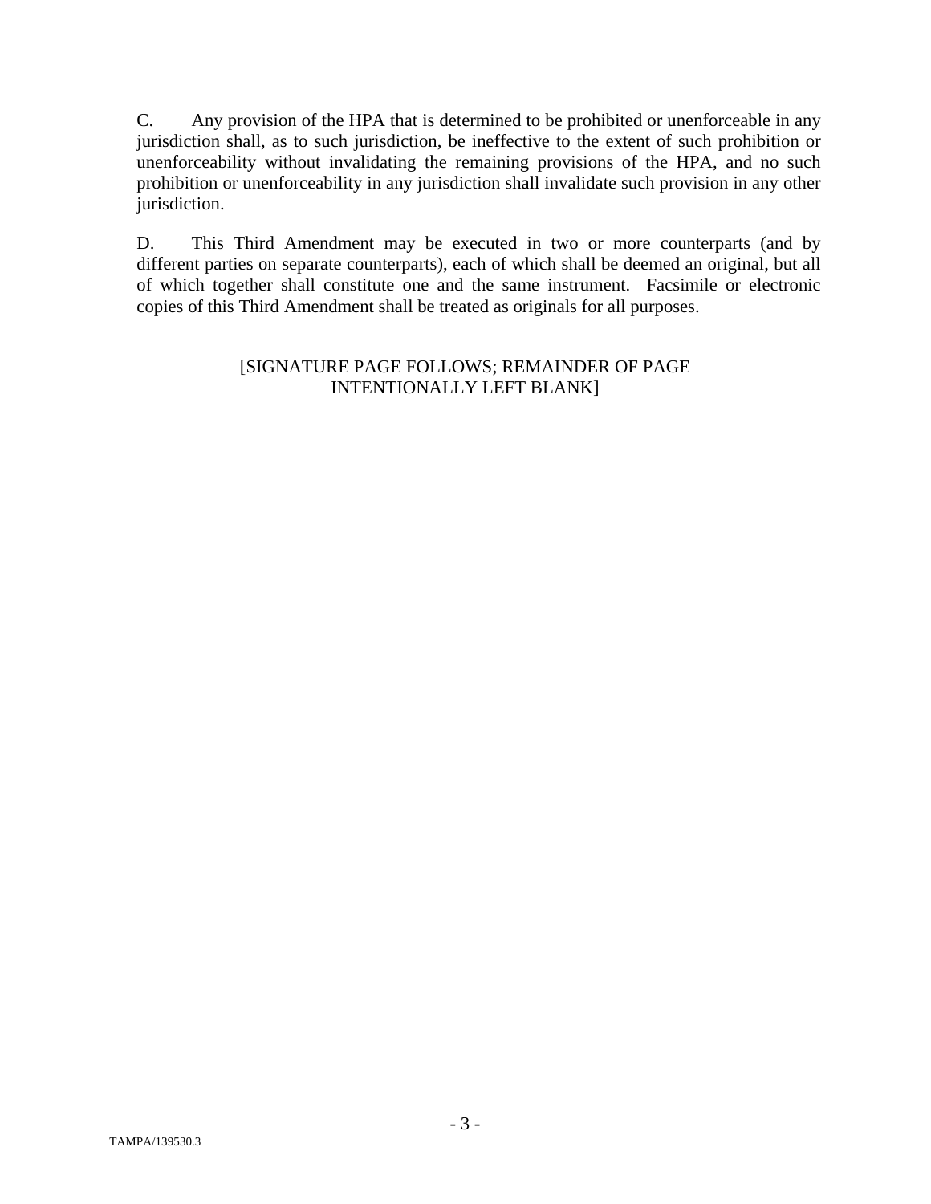C. Any provision of the HPA that is determined to be prohibited or unenforceable in any jurisdiction shall, as to such jurisdiction, be ineffective to the extent of such prohibition or unenforceability without invalidating the remaining provisions of the HPA, and no such prohibition or unenforceability in any jurisdiction shall invalidate such provision in any other jurisdiction.

D. This Third Amendment may be executed in two or more counterparts (and by different parties on separate counterparts), each of which shall be deemed an original, but all of which together shall constitute one and the same instrument. Facsimile or electronic copies of this Third Amendment shall be treated as originals for all purposes.

[SIGNATURE PAGE FOLLOWS; REMAINDER OF PAGE INTENTIONALLY LEFT BLANK]

TAMPA/139530.3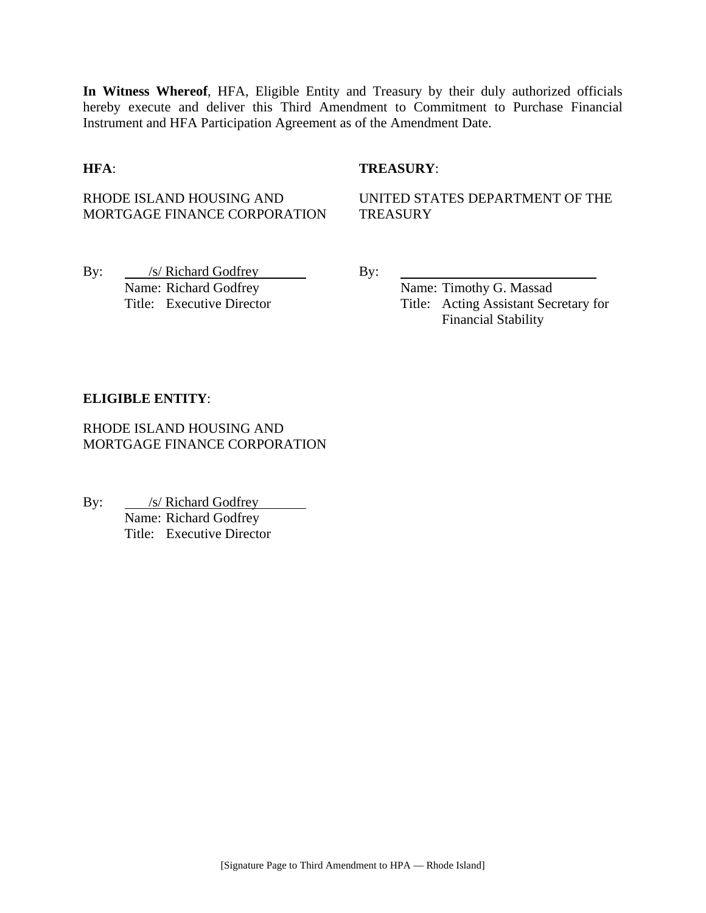**In Witness Whereof**, HFA, Eligible Entity and Treasury by their duly authorized officials hereby execute and deliver this Third Amendment to Commitment to Purchase Financial Instrument and HFA Participation Agreement as of the Amendment Date.

**HFA**:

RHODE ISLAND HOUSING AND MORTGAGE FINANCE CORPORATION

By: /s/ Richard Godfrey
Name: Richard Godfrey
Title: Executive Director

**TREASURY**:

UNITED STATES DEPARTMENT OF THE TREASURY

By: ______________________________
Name: Timothy G. Massad
Title: Acting Assistant Secretary for Financial Stability

**ELIGIBLE ENTITY**:

RHODE ISLAND HOUSING AND MORTGAGE FINANCE CORPORATION

By: /s/ Richard Godfrey
Name: Richard Godfrey
Title: Executive Director

[Signature Page to Third Amendment to HPA — Rhode Island]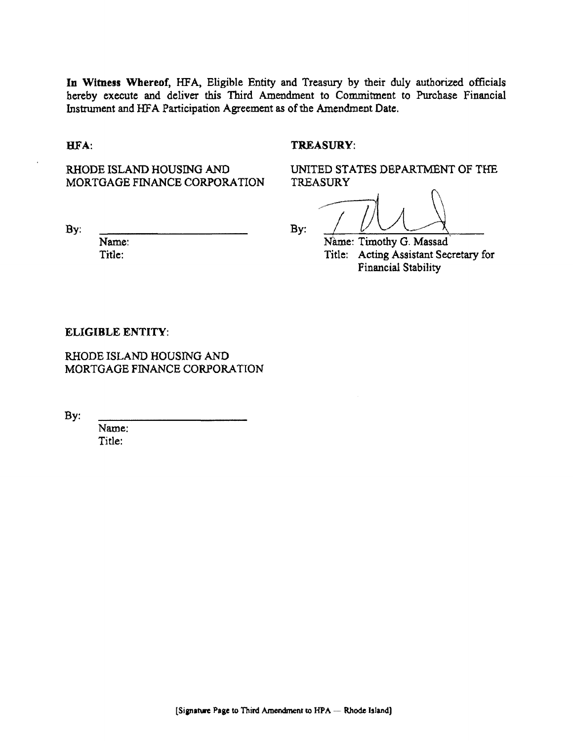**In Witness Whereof**, HFA, Eligible Entity and Treasury by their duly authorized officials hereby execute and deliver this Third Amendment to Commitment to Purchase Financial Instrument and HFA Participation Agreement as of the Amendment Date.

**HFA**:

RHODE ISLAND HOUSING AND MORTGAGE FINANCE CORPORATION

By: ________________________

Name:

Title:

**TREASURY**:

UNITED STATES DEPARTMENT OF THE TREASURY

By: ________________________

Name: Timothy G. Massad

Title: Acting Assistant Secretary for Financial Stability

**ELIGIBLE ENTITY**:

RHODE ISLAND HOUSING AND MORTGAGE FINANCE CORPORATION

By: ________________________

Name:

Title:

[Signature Page to Third Amendment to HPA — Rhode Island]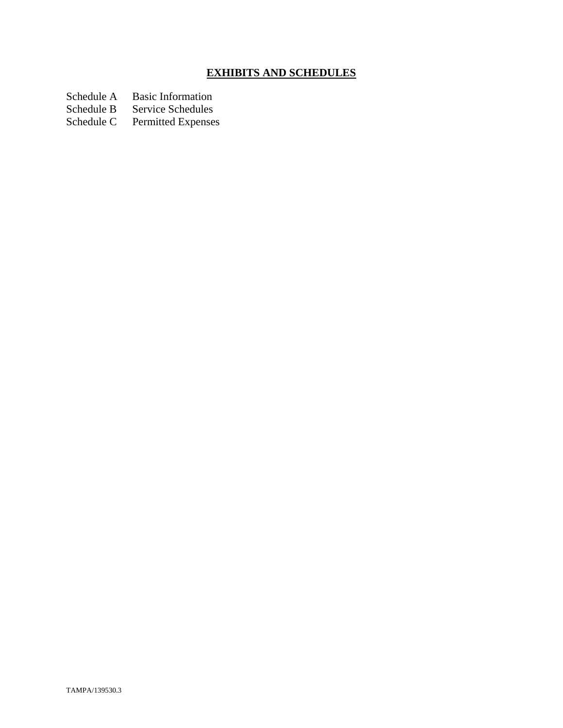**EXHIBITS AND SCHEDULES**

Schedule A Basic Information
Schedule B Service Schedules
Schedule C Permitted Expenses

TAMPA/139530.3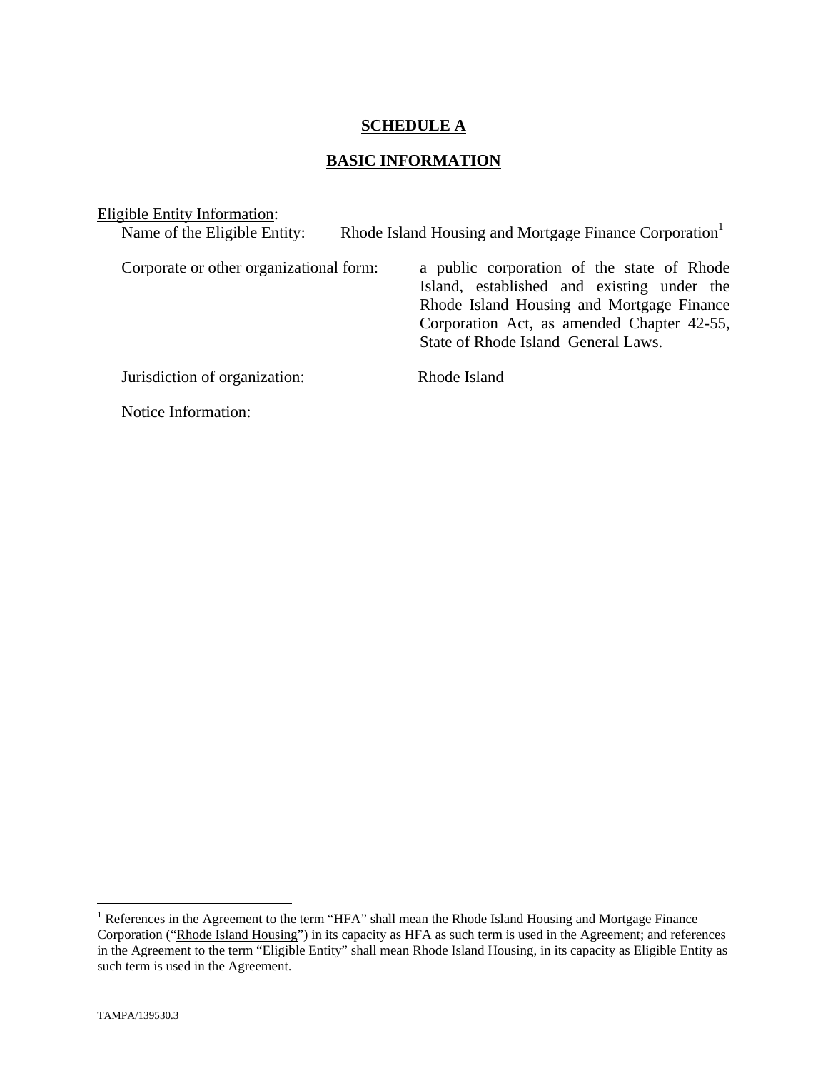# **SCHEDULE A**

## **BASIC INFORMATION**

Eligible Entity Information:

Name of the Eligible Entity: Rhode Island Housing and Mortgage Finance Corporation[1]

Corporate or other organizational form: a public corporation of the state of Rhode Island, established and existing under the Rhode Island Housing and Mortgage Finance Corporation Act, as amended Chapter 42-55, State of Rhode Island General Laws.

Jurisdiction of organization: Rhode Island

Notice Information:

---

[1] References in the Agreement to the term "HFA" shall mean the Rhode Island Housing and Mortgage Finance Corporation ("Rhode Island Housing") in its capacity as HFA as such term is used in the Agreement; and references in the Agreement to the term "Eligible Entity" shall mean Rhode Island Housing, in its capacity as Eligible Entity as such term is used in the Agreement.

TAMPA/139530.3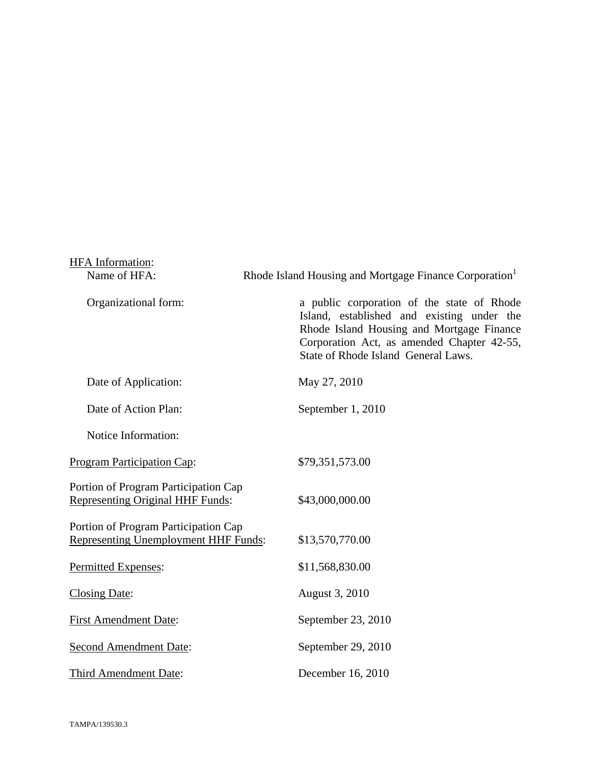HFA Information:

| | |
|---|---|
| Name of HFA: | Rhode Island Housing and Mortgage Finance Corporation[1] |
| Organizational form: | a public corporation of the state of Rhode Island, established and existing under the Rhode Island Housing and Mortgage Finance Corporation Act, as amended Chapter 42-55, State of Rhode Island General Laws. |
| Date of Application: | May 27, 2010 |
| Date of Action Plan: | September 1, 2010 |
| Notice Information: | |
| Program Participation Cap: | $79,351,573.00 |
| Portion of Program Participation Cap Representing Original HHF Funds: | $43,000,000.00 |
| Portion of Program Participation Cap Representing Unemployment HHF Funds: | $13,570,770.00 |
| Permitted Expenses: | $11,568,830.00 |
| Closing Date: | August 3, 2010 |
| First Amendment Date: | September 23, 2010 |
| Second Amendment Date: | September 29, 2010 |
| Third Amendment Date: | December 16, 2010 |

TAMPA/139530.3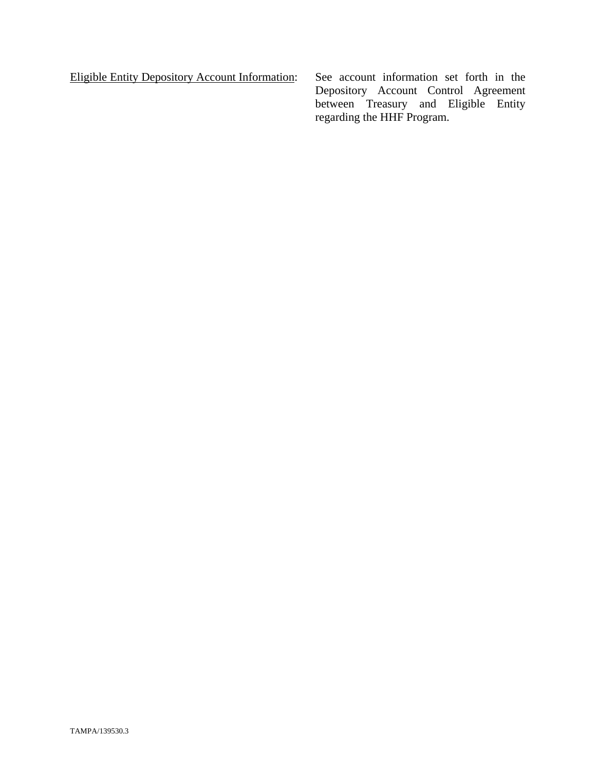<u>Eligible Entity Depository Account Information</u>: See account information set forth in the Depository Account Control Agreement between Treasury and Eligible Entity regarding the HHF Program.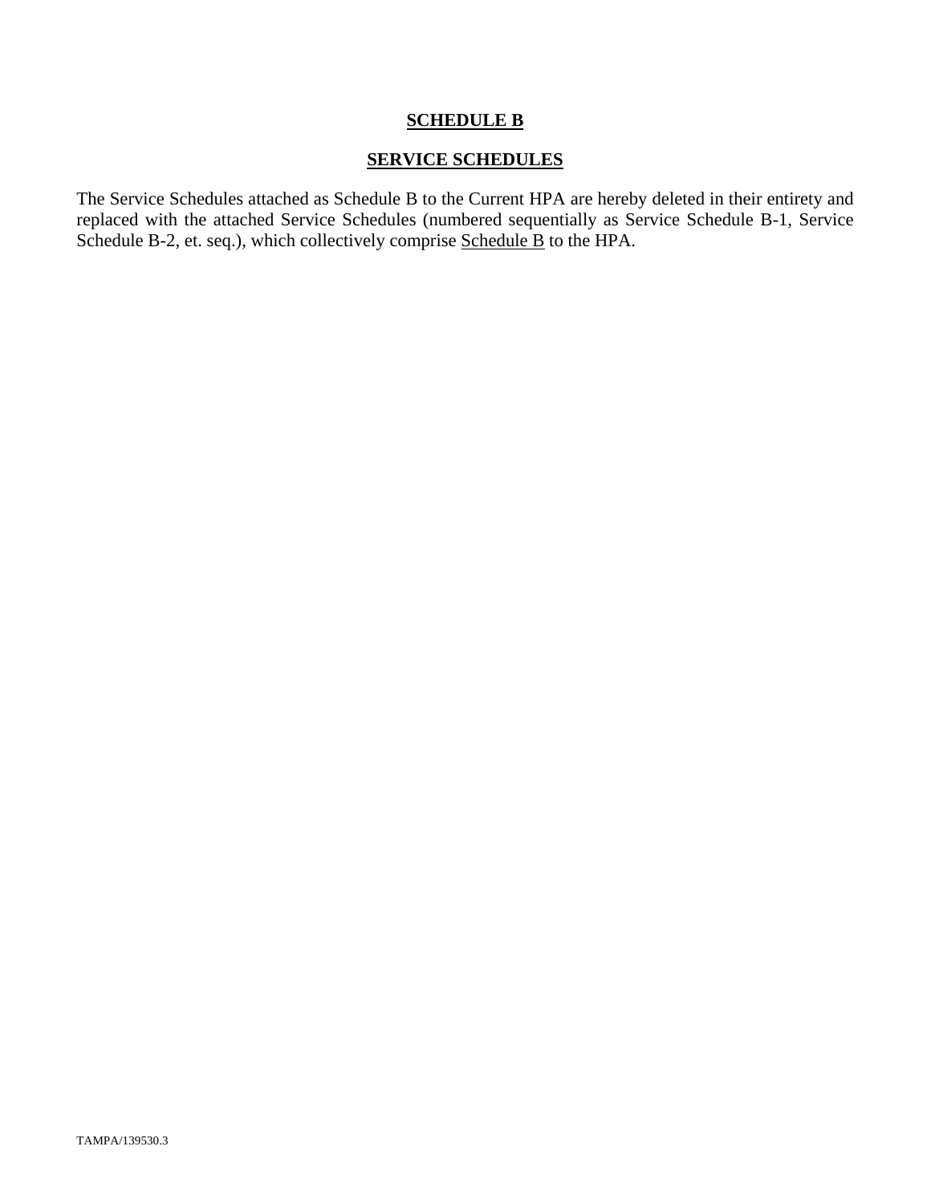# SCHEDULE B

## SERVICE SCHEDULES

The Service Schedules attached as Schedule B to the Current HPA are hereby deleted in their entirety and replaced with the attached Service Schedules (numbered sequentially as Service Schedule B-1, Service Schedule B-2, et. seq.), which collectively comprise Schedule B to the HPA.

TAMPA/139530.3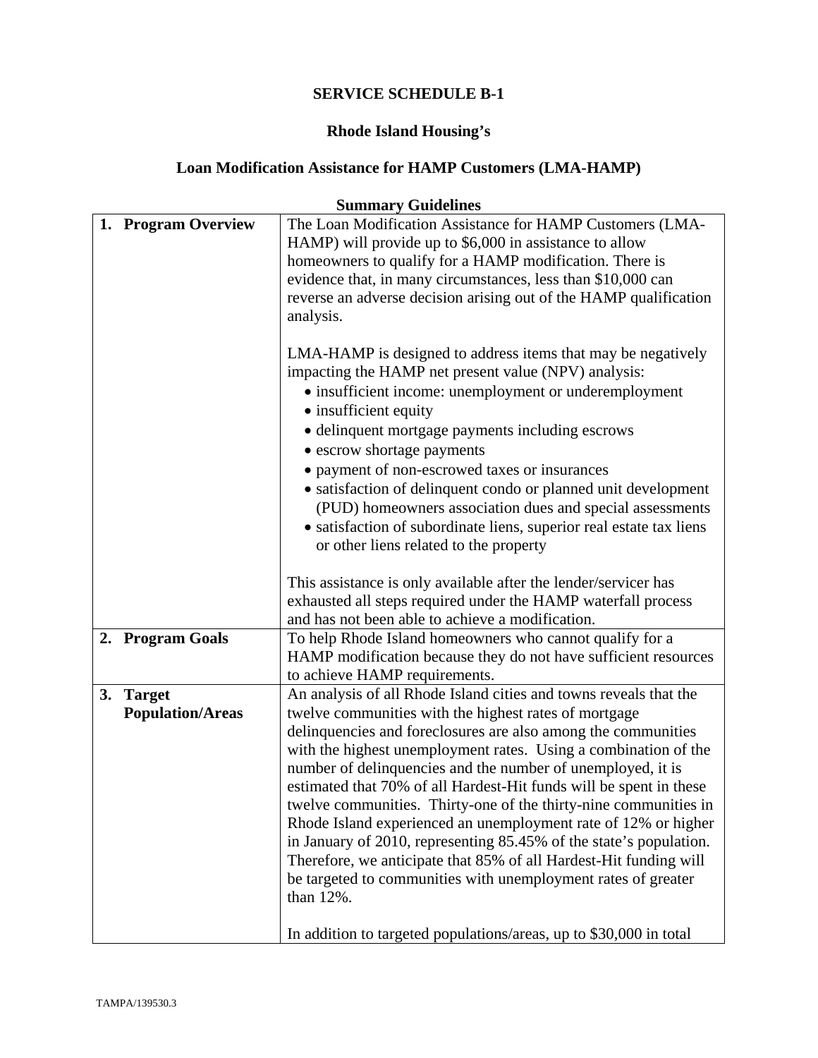**SERVICE SCHEDULE B-1**

**Rhode Island Housing's**

**Loan Modification Assistance for HAMP Customers (LMA-HAMP)**

**Summary Guidelines**

| | |
|---|---|
| **1. Program Overview** | The Loan Modification Assistance for HAMP Customers (LMA-HAMP) will provide up to $6,000 in assistance to allow homeowners to qualify for a HAMP modification. There is evidence that, in many circumstances, less than $10,000 can reverse an adverse decision arising out of the HAMP qualification analysis.<br><br>LMA-HAMP is designed to address items that may be negatively impacting the HAMP net present value (NPV) analysis:<br>• insufficient income: unemployment or underemployment<br>• insufficient equity<br>• delinquent mortgage payments including escrows<br>• escrow shortage payments<br>• payment of non-escrowed taxes or insurances<br>• satisfaction of delinquent condo or planned unit development (PUD) homeowners association dues and special assessments<br>• satisfaction of subordinate liens, superior real estate tax liens or other liens related to the property<br><br>This assistance is only available after the lender/servicer has exhausted all steps required under the HAMP waterfall process and has not been able to achieve a modification. |
| **2. Program Goals** | To help Rhode Island homeowners who cannot qualify for a HAMP modification because they do not have sufficient resources to achieve HAMP requirements. |
| **3. Target Population/Areas** | An analysis of all Rhode Island cities and towns reveals that the twelve communities with the highest rates of mortgage delinquencies and foreclosures are also among the communities with the highest unemployment rates. Using a combination of the number of delinquencies and the number of unemployed, it is estimated that 70% of all Hardest-Hit funds will be spent in these twelve communities. Thirty-one of the thirty-nine communities in Rhode Island experienced an unemployment rate of 12% or higher in January of 2010, representing 85.45% of the state's population. Therefore, we anticipate that 85% of all Hardest-Hit funding will be targeted to communities with unemployment rates of greater than 12%.<br><br>In addition to targeted populations/areas, up to $30,000 in total |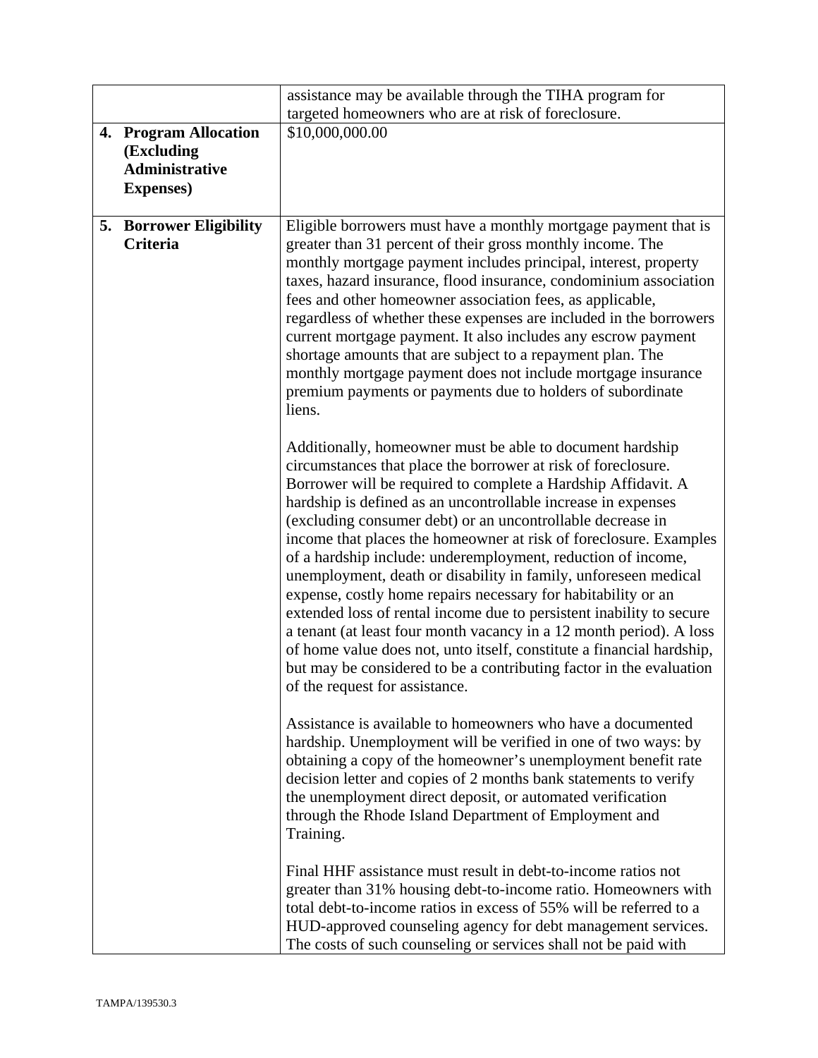| | |
|---|---|
| | assistance may be available through the TIHA program for targeted homeowners who are at risk of foreclosure. |
| **4. Program Allocation (Excluding Administrative Expenses)** | $10,000,000.00 |
| **5. Borrower Eligibility Criteria** | Eligible borrowers must have a monthly mortgage payment that is greater than 31 percent of their gross monthly income. The monthly mortgage payment includes principal, interest, property taxes, hazard insurance, flood insurance, condominium association fees and other homeowner association fees, as applicable, regardless of whether these expenses are included in the borrowers current mortgage payment. It also includes any escrow payment shortage amounts that are subject to a repayment plan. The monthly mortgage payment does not include mortgage insurance premium payments or payments due to holders of subordinate liens.<br><br>Additionally, homeowner must be able to document hardship circumstances that place the borrower at risk of foreclosure. Borrower will be required to complete a Hardship Affidavit. A hardship is defined as an uncontrollable increase in expenses (excluding consumer debt) or an uncontrollable decrease in income that places the homeowner at risk of foreclosure. Examples of a hardship include: underemployment, reduction of income, unemployment, death or disability in family, unforeseen medical expense, costly home repairs necessary for habitability or an extended loss of rental income due to persistent inability to secure a tenant (at least four month vacancy in a 12 month period). A loss of home value does not, unto itself, constitute a financial hardship, but may be considered to be a contributing factor in the evaluation of the request for assistance.<br><br>Assistance is available to homeowners who have a documented hardship. Unemployment will be verified in one of two ways: by obtaining a copy of the homeowner's unemployment benefit rate decision letter and copies of 2 months bank statements to verify the unemployment direct deposit, or automated verification through the Rhode Island Department of Employment and Training.<br><br>Final HHF assistance must result in debt-to-income ratios not greater than 31% housing debt-to-income ratio. Homeowners with total debt-to-income ratios in excess of 55% will be referred to a HUD-approved counseling agency for debt management services. The costs of such counseling or services shall not be paid with |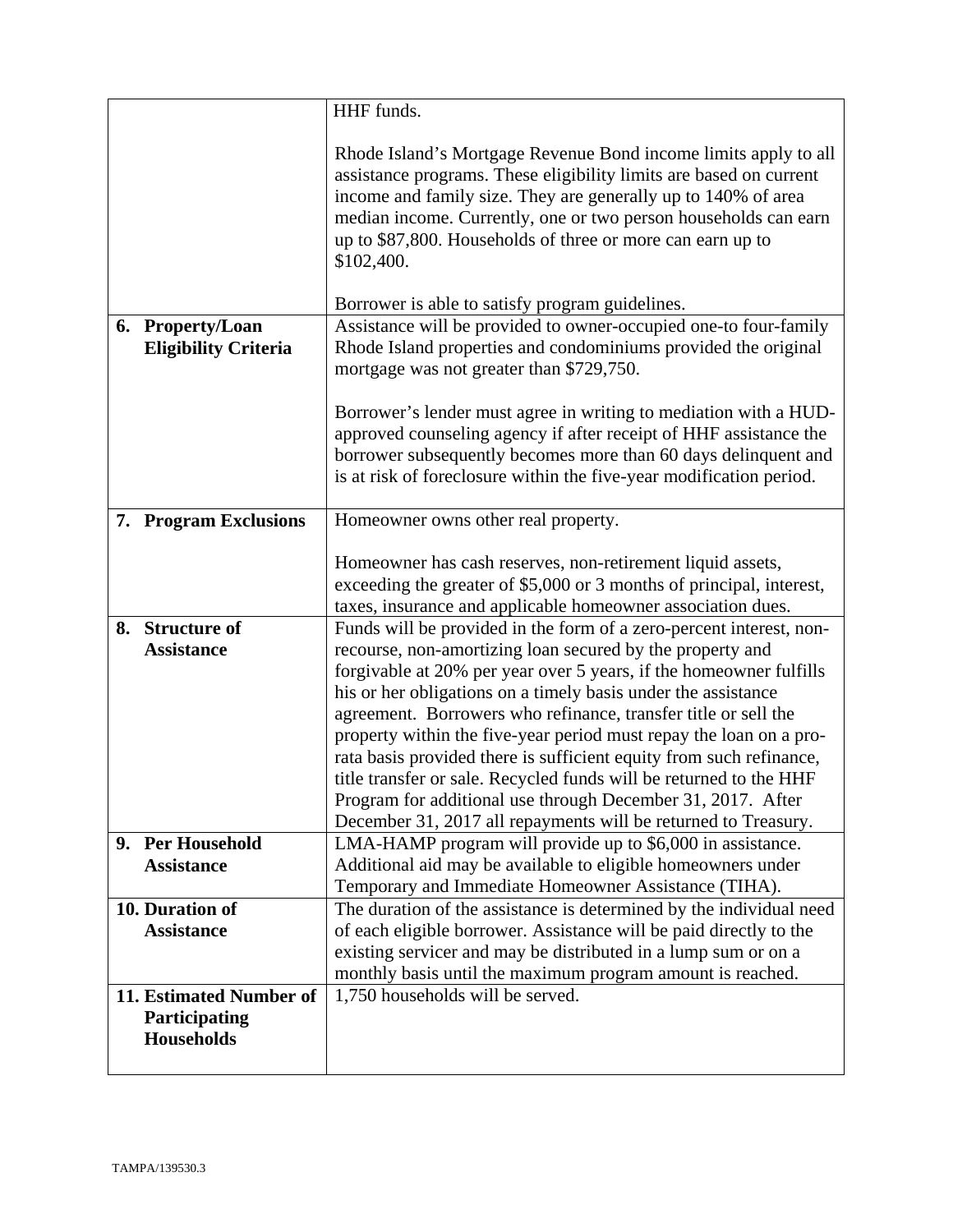|  |  |
|---|---|
|  | HHF funds.<br><br>Rhode Island's Mortgage Revenue Bond income limits apply to all assistance programs. These eligibility limits are based on current income and family size. They are generally up to 140% of area median income. Currently, one or two person households can earn up to $87,800. Households of three or more can earn up to $102,400.<br><br>Borrower is able to satisfy program guidelines. |
| **6. Property/Loan Eligibility Criteria** | Assistance will be provided to owner-occupied one-to four-family Rhode Island properties and condominiums provided the original mortgage was not greater than $729,750.<br><br>Borrower's lender must agree in writing to mediation with a HUD-approved counseling agency if after receipt of HHF assistance the borrower subsequently becomes more than 60 days delinquent and is at risk of foreclosure within the five-year modification period. |
| **7. Program Exclusions** | Homeowner owns other real property.<br><br>Homeowner has cash reserves, non-retirement liquid assets, exceeding the greater of $5,000 or 3 months of principal, interest, taxes, insurance and applicable homeowner association dues. |
| **8. Structure of Assistance** | Funds will be provided in the form of a zero-percent interest, non-recourse, non-amortizing loan secured by the property and forgivable at 20% per year over 5 years, if the homeowner fulfills his or her obligations on a timely basis under the assistance agreement. Borrowers who refinance, transfer title or sell the property within the five-year period must repay the loan on a pro-rata basis provided there is sufficient equity from such refinance, title transfer or sale. Recycled funds will be returned to the HHF Program for additional use through December 31, 2017. After December 31, 2017 all repayments will be returned to Treasury. |
| **9. Per Household Assistance** | LMA-HAMP program will provide up to $6,000 in assistance. Additional aid may be available to eligible homeowners under Temporary and Immediate Homeowner Assistance (TIHA). |
| **10. Duration of Assistance** | The duration of the assistance is determined by the individual need of each eligible borrower. Assistance will be paid directly to the existing servicer and may be distributed in a lump sum or on a monthly basis until the maximum program amount is reached. |
| **11. Estimated Number of Participating Households** | 1,750 households will be served. |

TAMPA/139530.3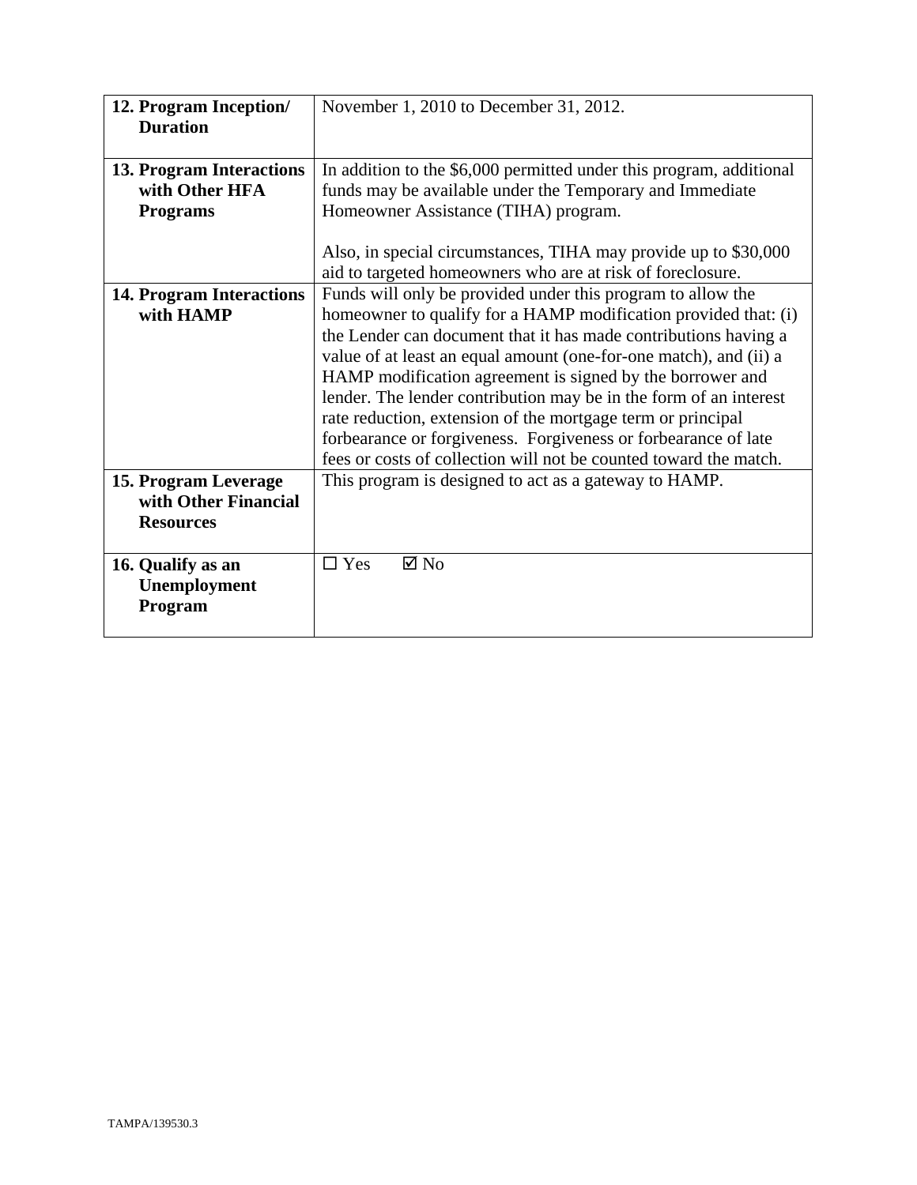| | |
|---|---|
| **12. Program Inception/ Duration** | November 1, 2010 to December 31, 2012. |
| **13. Program Interactions with Other HFA Programs** | In addition to the $6,000 permitted under this program, additional funds may be available under the Temporary and Immediate Homeowner Assistance (TIHA) program.<br><br>Also, in special circumstances, TIHA may provide up to $30,000 aid to targeted homeowners who are at risk of foreclosure. |
| **14. Program Interactions with HAMP** | Funds will only be provided under this program to allow the homeowner to qualify for a HAMP modification provided that: (i) the Lender can document that it has made contributions having a value of at least an equal amount (one-for-one match), and (ii) a HAMP modification agreement is signed by the borrower and lender. The lender contribution may be in the form of an interest rate reduction, extension of the mortgage term or principal forbearance or forgiveness. Forgiveness or forbearance of late fees or costs of collection will not be counted toward the match. |
| **15. Program Leverage with Other Financial Resources** | This program is designed to act as a gateway to HAMP. |
| **16. Qualify as an Unemployment Program** | ☐ Yes ☑ No |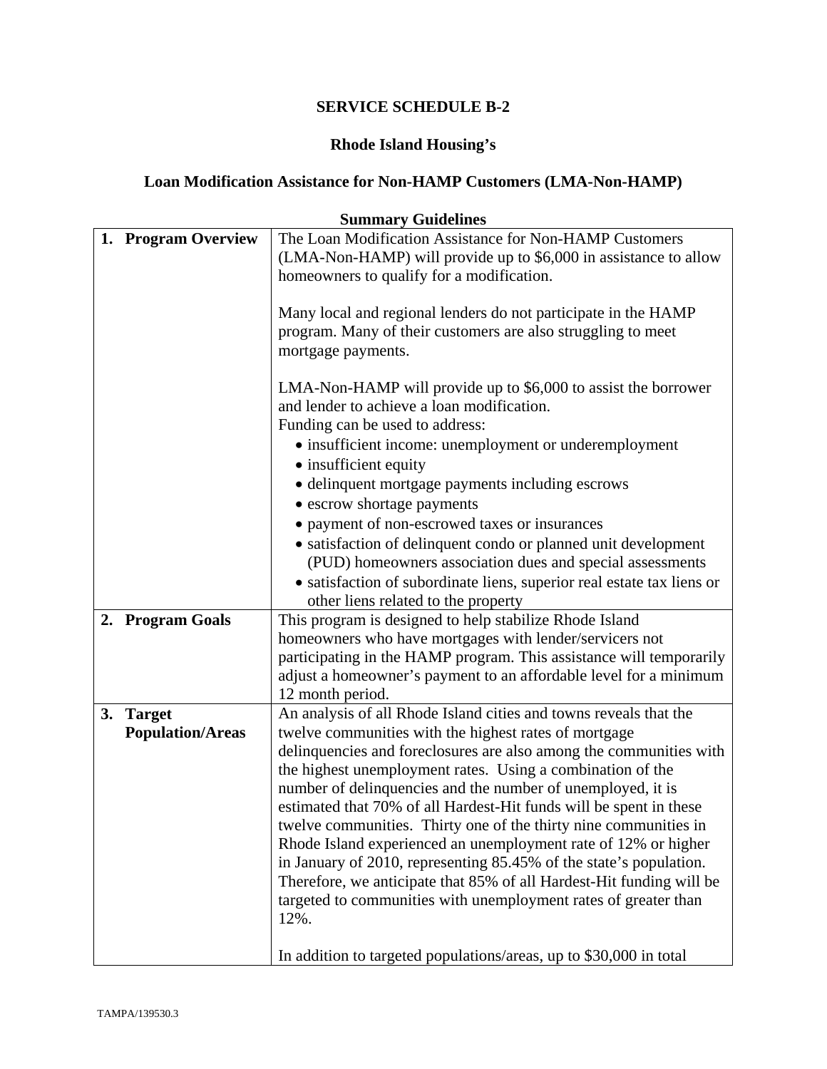**SERVICE SCHEDULE B-2**

**Rhode Island Housing's**

**Loan Modification Assistance for Non-HAMP Customers (LMA-Non-HAMP)**

**Summary Guidelines**

| | |
|---|---|
| **1. Program Overview** | The Loan Modification Assistance for Non-HAMP Customers (LMA-Non-HAMP) will provide up to $6,000 in assistance to allow homeowners to qualify for a modification.<br><br>Many local and regional lenders do not participate in the HAMP program. Many of their customers are also struggling to meet mortgage payments.<br><br>LMA-Non-HAMP will provide up to $6,000 to assist the borrower and lender to achieve a loan modification.<br>Funding can be used to address:<br>• insufficient income: unemployment or underemployment<br>• insufficient equity<br>• delinquent mortgage payments including escrows<br>• escrow shortage payments<br>• payment of non-escrowed taxes or insurances<br>• satisfaction of delinquent condo or planned unit development (PUD) homeowners association dues and special assessments<br>• satisfaction of subordinate liens, superior real estate tax liens or other liens related to the property |
| **2. Program Goals** | This program is designed to help stabilize Rhode Island homeowners who have mortgages with lender/servicers not participating in the HAMP program. This assistance will temporarily adjust a homeowner's payment to an affordable level for a minimum 12 month period. |
| **3. Target Population/Areas** | An analysis of all Rhode Island cities and towns reveals that the twelve communities with the highest rates of mortgage delinquencies and foreclosures are also among the communities with the highest unemployment rates. Using a combination of the number of delinquencies and the number of unemployed, it is estimated that 70% of all Hardest-Hit funds will be spent in these twelve communities. Thirty one of the thirty nine communities in Rhode Island experienced an unemployment rate of 12% or higher in January of 2010, representing 85.45% of the state's population. Therefore, we anticipate that 85% of all Hardest-Hit funding will be targeted to communities with unemployment rates of greater than 12%.<br><br>In addition to targeted populations/areas, up to $30,000 in total |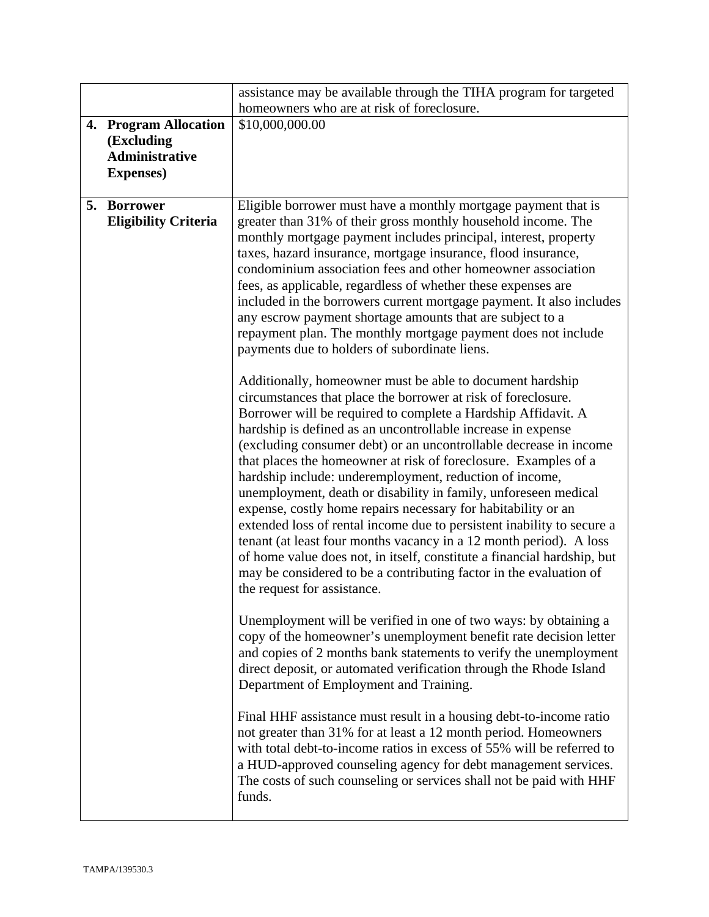| | |
|---|---|
| | assistance may be available through the TIHA program for targeted homeowners who are at risk of foreclosure. |
| **4. Program Allocation (Excluding Administrative Expenses)** | $10,000,000.00 |
| **5. Borrower Eligibility Criteria** | Eligible borrower must have a monthly mortgage payment that is greater than 31% of their gross monthly household income. The monthly mortgage payment includes principal, interest, property taxes, hazard insurance, mortgage insurance, flood insurance, condominium association fees and other homeowner association fees, as applicable, regardless of whether these expenses are included in the borrowers current mortgage payment. It also includes any escrow payment shortage amounts that are subject to a repayment plan. The monthly mortgage payment does not include payments due to holders of subordinate liens.<br><br>Additionally, homeowner must be able to document hardship circumstances that place the borrower at risk of foreclosure. Borrower will be required to complete a Hardship Affidavit. A hardship is defined as an uncontrollable increase in expense (excluding consumer debt) or an uncontrollable decrease in income that places the homeowner at risk of foreclosure. Examples of a hardship include: underemployment, reduction of income, unemployment, death or disability in family, unforeseen medical expense, costly home repairs necessary for habitability or an extended loss of rental income due to persistent inability to secure a tenant (at least four months vacancy in a 12 month period). A loss of home value does not, in itself, constitute a financial hardship, but may be considered to be a contributing factor in the evaluation of the request for assistance.<br><br>Unemployment will be verified in one of two ways: by obtaining a copy of the homeowner's unemployment benefit rate decision letter and copies of 2 months bank statements to verify the unemployment direct deposit, or automated verification through the Rhode Island Department of Employment and Training.<br><br>Final HHF assistance must result in a housing debt-to-income ratio not greater than 31% for at least a 12 month period. Homeowners with total debt-to-income ratios in excess of 55% will be referred to a HUD-approved counseling agency for debt management services. The costs of such counseling or services shall not be paid with HHF funds. |

TAMPA/139530.3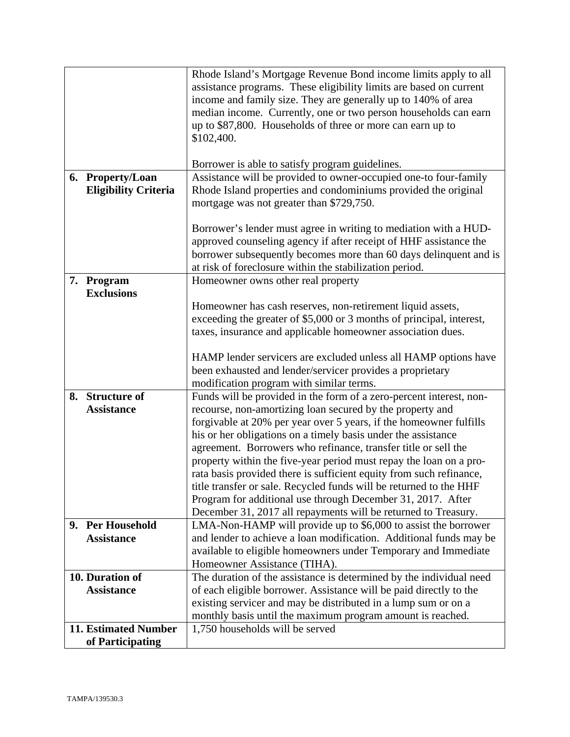| | |
|---|---|
| | Rhode Island's Mortgage Revenue Bond income limits apply to all assistance programs. These eligibility limits are based on current income and family size. They are generally up to 140% of area median income. Currently, one or two person households can earn up to \$87,800. Households of three or more can earn up to \$102,400.<br><br>Borrower is able to satisfy program guidelines. |
| **6. Property/Loan Eligibility Criteria** | Assistance will be provided to owner-occupied one-to four-family Rhode Island properties and condominiums provided the original mortgage was not greater than \$729,750.<br><br>Borrower's lender must agree in writing to mediation with a HUD-approved counseling agency if after receipt of HHF assistance the borrower subsequently becomes more than 60 days delinquent and is at risk of foreclosure within the stabilization period. |
| **7. Program Exclusions** | Homeowner owns other real property<br><br>Homeowner has cash reserves, non-retirement liquid assets, exceeding the greater of \$5,000 or 3 months of principal, interest, taxes, insurance and applicable homeowner association dues.<br><br>HAMP lender servicers are excluded unless all HAMP options have been exhausted and lender/servicer provides a proprietary modification program with similar terms. |
| **8. Structure of Assistance** | Funds will be provided in the form of a zero-percent interest, non-recourse, non-amortizing loan secured by the property and forgivable at 20% per year over 5 years, if the homeowner fulfills his or her obligations on a timely basis under the assistance agreement. Borrowers who refinance, transfer title or sell the property within the five-year period must repay the loan on a pro-rata basis provided there is sufficient equity from such refinance, title transfer or sale. Recycled funds will be returned to the HHF Program for additional use through December 31, 2017. After December 31, 2017 all repayments will be returned to Treasury. |
| **9. Per Household Assistance** | LMA-Non-HAMP will provide up to \$6,000 to assist the borrower and lender to achieve a loan modification. Additional funds may be available to eligible homeowners under Temporary and Immediate Homeowner Assistance (TIHA). |
| **10. Duration of Assistance** | The duration of the assistance is determined by the individual need of each eligible borrower. Assistance will be paid directly to the existing servicer and may be distributed in a lump sum or on a monthly basis until the maximum program amount is reached. |
| **11. Estimated Number of Participating** | 1,750 households will be served |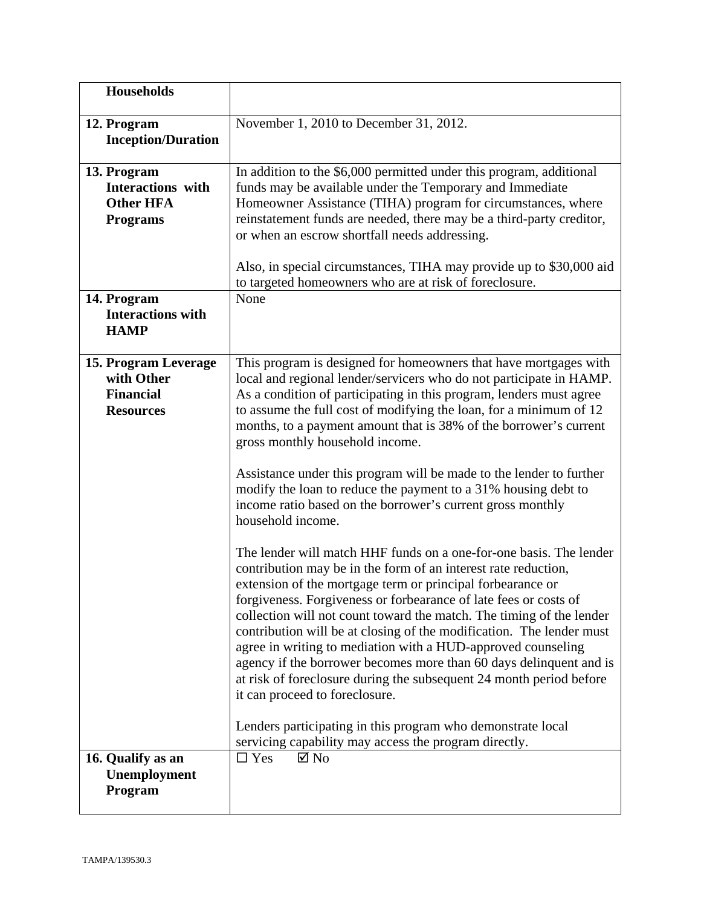| | |
|---|---|
| **Households** | |
| **12. Program Inception/Duration** | November 1, 2010 to December 31, 2012. |
| **13. Program Interactions with Other HFA Programs** | In addition to the $6,000 permitted under this program, additional funds may be available under the Temporary and Immediate Homeowner Assistance (TIHA) program for circumstances, where reinstatement funds are needed, there may be a third-party creditor, or when an escrow shortfall needs addressing.<br><br>Also, in special circumstances, TIHA may provide up to $30,000 aid to targeted homeowners who are at risk of foreclosure. |
| **14. Program Interactions with HAMP** | None |
| **15. Program Leverage with Other Financial Resources** | This program is designed for homeowners that have mortgages with local and regional lender/servicers who do not participate in HAMP. As a condition of participating in this program, lenders must agree to assume the full cost of modifying the loan, for a minimum of 12 months, to a payment amount that is 38% of the borrower's current gross monthly household income.<br><br>Assistance under this program will be made to the lender to further modify the loan to reduce the payment to a 31% housing debt to income ratio based on the borrower's current gross monthly household income.<br><br>The lender will match HHF funds on a one-for-one basis. The lender contribution may be in the form of an interest rate reduction, extension of the mortgage term or principal forbearance or forgiveness. Forgiveness or forbearance of late fees or costs of collection will not count toward the match. The timing of the lender contribution will be at closing of the modification. The lender must agree in writing to mediation with a HUD-approved counseling agency if the borrower becomes more than 60 days delinquent and is at risk of foreclosure during the subsequent 24 month period before it can proceed to foreclosure.<br><br>Lenders participating in this program who demonstrate local servicing capability may access the program directly. |
| **16. Qualify as an Unemployment Program** | ☐ Yes ☑ No |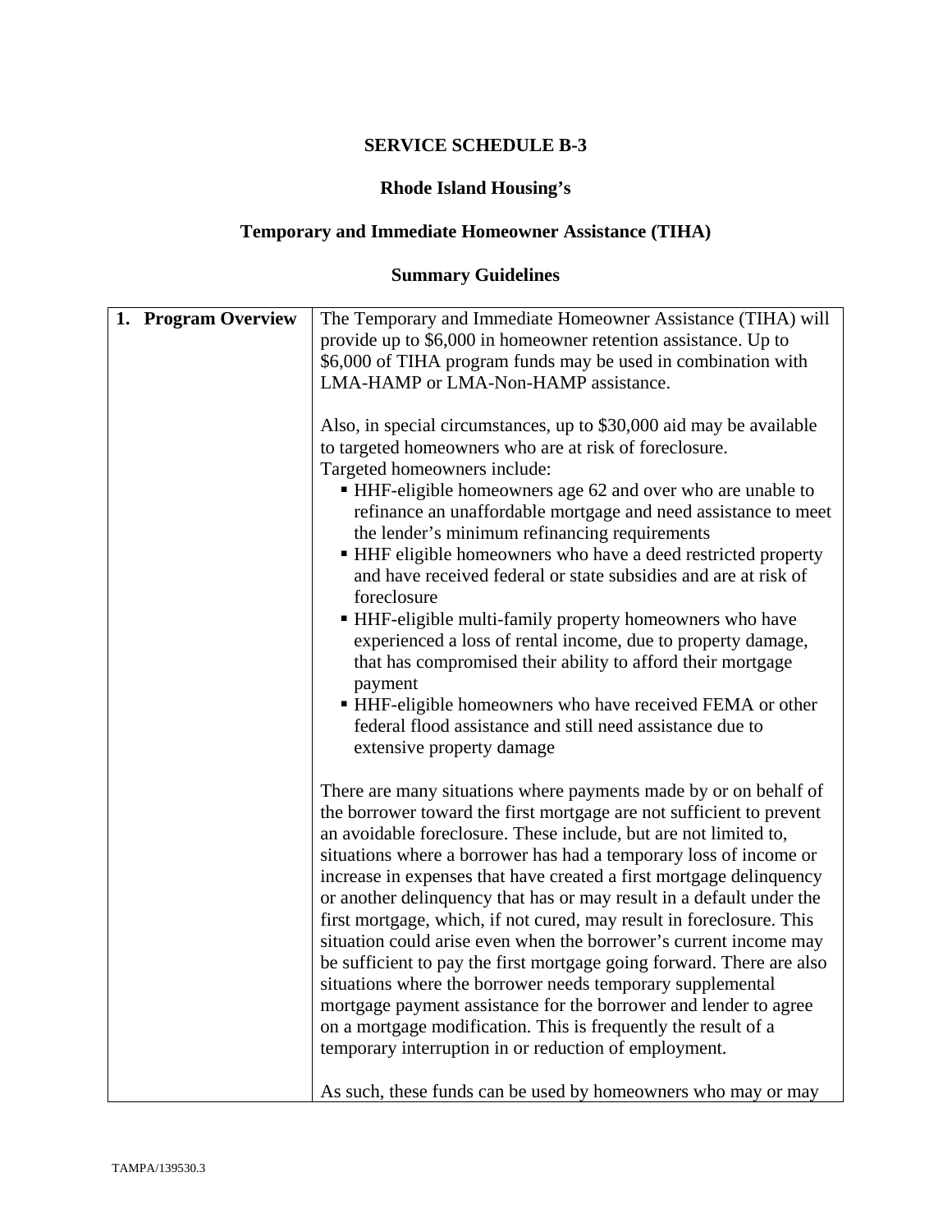# SERVICE SCHEDULE B-3

## Rhode Island Housing's

## Temporary and Immediate Homeowner Assistance (TIHA)

## Summary Guidelines

| 1. Program Overview | The Temporary and Immediate Homeowner Assistance (TIHA) will provide up to $6,000 in homeowner retention assistance. Up to $6,000 of TIHA program funds may be used in combination with LMA-HAMP or LMA-Non-HAMP assistance.<br><br>Also, in special circumstances, up to $30,000 aid may be available to targeted homeowners who are at risk of foreclosure.<br>Targeted homeowners include:<br>▪ HHF-eligible homeowners age 62 and over who are unable to refinance an unaffordable mortgage and need assistance to meet the lender's minimum refinancing requirements<br>▪ HHF eligible homeowners who have a deed restricted property and have received federal or state subsidies and are at risk of foreclosure<br>▪ HHF-eligible multi-family property homeowners who have experienced a loss of rental income, due to property damage, that has compromised their ability to afford their mortgage payment<br>▪ HHF-eligible homeowners who have received FEMA or other federal flood assistance and still need assistance due to extensive property damage<br><br>There are many situations where payments made by or on behalf of the borrower toward the first mortgage are not sufficient to prevent an avoidable foreclosure. These include, but are not limited to, situations where a borrower has had a temporary loss of income or increase in expenses that have created a first mortgage delinquency or another delinquency that has or may result in a default under the first mortgage, which, if not cured, may result in foreclosure. This situation could arise even when the borrower's current income may be sufficient to pay the first mortgage going forward. There are also situations where the borrower needs temporary supplemental mortgage payment assistance for the borrower and lender to agree on a mortgage modification. This is frequently the result of a temporary interruption in or reduction of employment.<br><br>As such, these funds can be used by homeowners who may or may |
|---|---|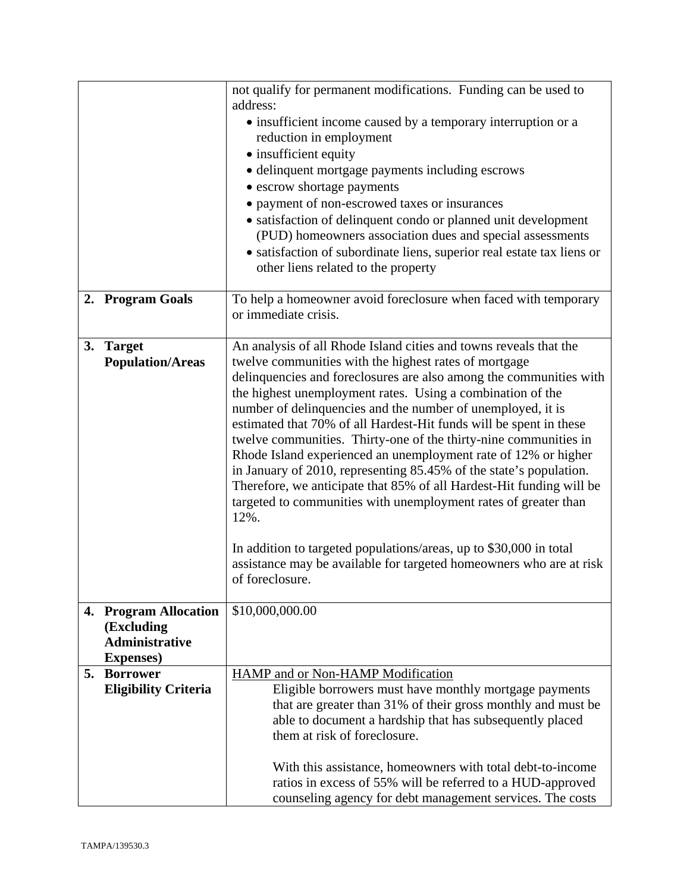| | |
|---|---|
| | not qualify for permanent modifications. Funding can be used to address:<br>• insufficient income caused by a temporary interruption or a reduction in employment<br>• insufficient equity<br>• delinquent mortgage payments including escrows<br>• escrow shortage payments<br>• payment of non-escrowed taxes or insurances<br>• satisfaction of delinquent condo or planned unit development (PUD) homeowners association dues and special assessments<br>• satisfaction of subordinate liens, superior real estate tax liens or other liens related to the property |
| **2. Program Goals** | To help a homeowner avoid foreclosure when faced with temporary or immediate crisis. |
| **3. Target Population/Areas** | An analysis of all Rhode Island cities and towns reveals that the twelve communities with the highest rates of mortgage delinquencies and foreclosures are also among the communities with the highest unemployment rates. Using a combination of the number of delinquencies and the number of unemployed, it is estimated that 70% of all Hardest-Hit funds will be spent in these twelve communities. Thirty-one of the thirty-nine communities in Rhode Island experienced an unemployment rate of 12% or higher in January of 2010, representing 85.45% of the state's population. Therefore, we anticipate that 85% of all Hardest-Hit funding will be targeted to communities with unemployment rates of greater than 12%.<br><br>In addition to targeted populations/areas, up to $30,000 in total assistance may be available for targeted homeowners who are at risk of foreclosure. |
| **4. Program Allocation (Excluding Administrative Expenses)** | $10,000,000.00 |
| **5. Borrower Eligibility Criteria** | <u>HAMP and or Non-HAMP Modification</u><br>Eligible borrowers must have monthly mortgage payments that are greater than 31% of their gross monthly and must be able to document a hardship that has subsequently placed them at risk of foreclosure.<br><br>With this assistance, homeowners with total debt-to-income ratios in excess of 55% will be referred to a HUD-approved counseling agency for debt management services. The costs |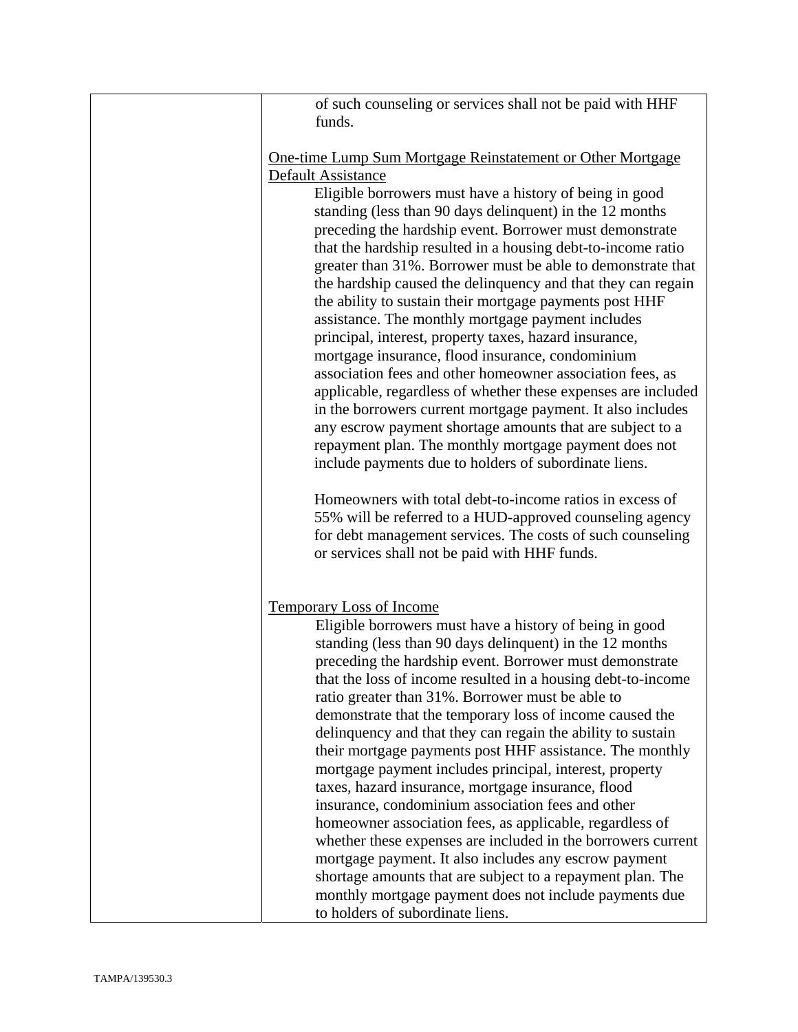| | |
|---|---|
| | of such counseling or services shall not be paid with HHF funds.<br><br>One-time Lump Sum Mortgage Reinstatement or Other Mortgage Default Assistance<br>Eligible borrowers must have a history of being in good standing (less than 90 days delinquent) in the 12 months preceding the hardship event. Borrower must demonstrate that the hardship resulted in a housing debt-to-income ratio greater than 31%. Borrower must be able to demonstrate that the hardship caused the delinquency and that they can regain the ability to sustain their mortgage payments post HHF assistance. The monthly mortgage payment includes principal, interest, property taxes, hazard insurance, mortgage insurance, flood insurance, condominium association fees and other homeowner association fees, as applicable, regardless of whether these expenses are included in the borrowers current mortgage payment. It also includes any escrow payment shortage amounts that are subject to a repayment plan. The monthly mortgage payment does not include payments due to holders of subordinate liens.<br><br>Homeowners with total debt-to-income ratios in excess of 55% will be referred to a HUD-approved counseling agency for debt management services. The costs of such counseling or services shall not be paid with HHF funds.<br><br>Temporary Loss of Income<br>Eligible borrowers must have a history of being in good standing (less than 90 days delinquent) in the 12 months preceding the hardship event. Borrower must demonstrate that the loss of income resulted in a housing debt-to-income ratio greater than 31%. Borrower must be able to demonstrate that the temporary loss of income caused the delinquency and that they can regain the ability to sustain their mortgage payments post HHF assistance. The monthly mortgage payment includes principal, interest, property taxes, hazard insurance, mortgage insurance, flood insurance, condominium association fees and other homeowner association fees, as applicable, regardless of whether these expenses are included in the borrowers current mortgage payment. It also includes any escrow payment shortage amounts that are subject to a repayment plan. The monthly mortgage payment does not include payments due to holders of subordinate liens. |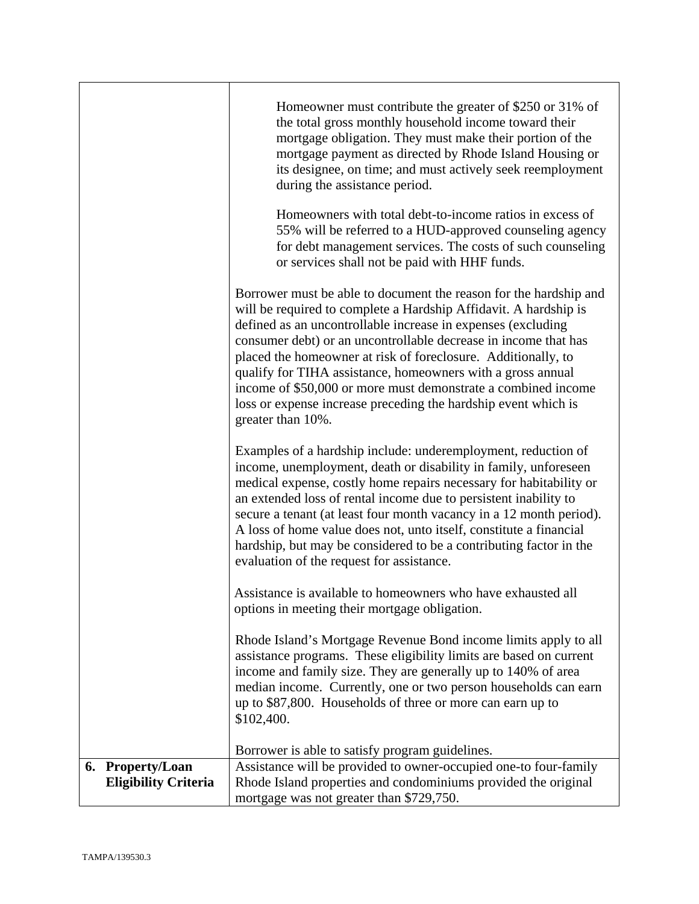| | |
|---|---|
| | Homeowner must contribute the greater of \$250 or 31% of the total gross monthly household income toward their mortgage obligation. They must make their portion of the mortgage payment as directed by Rhode Island Housing or its designee, on time; and must actively seek reemployment during the assistance period.<br><br>Homeowners with total debt-to-income ratios in excess of 55% will be referred to a HUD-approved counseling agency for debt management services. The costs of such counseling or services shall not be paid with HHF funds.<br><br>Borrower must be able to document the reason for the hardship and will be required to complete a Hardship Affidavit. A hardship is defined as an uncontrollable increase in expenses (excluding consumer debt) or an uncontrollable decrease in income that has placed the homeowner at risk of foreclosure. Additionally, to qualify for TIHA assistance, homeowners with a gross annual income of \$50,000 or more must demonstrate a combined income loss or expense increase preceding the hardship event which is greater than 10%.<br><br>Examples of a hardship include: underemployment, reduction of income, unemployment, death or disability in family, unforeseen medical expense, costly home repairs necessary for habitability or an extended loss of rental income due to persistent inability to secure a tenant (at least four month vacancy in a 12 month period). A loss of home value does not, unto itself, constitute a financial hardship, but may be considered to be a contributing factor in the evaluation of the request for assistance.<br><br>Assistance is available to homeowners who have exhausted all options in meeting their mortgage obligation.<br><br>Rhode Island's Mortgage Revenue Bond income limits apply to all assistance programs. These eligibility limits are based on current income and family size. They are generally up to 140% of area median income. Currently, one or two person households can earn up to \$87,800. Households of three or more can earn up to \$102,400.<br><br>Borrower is able to satisfy program guidelines. |
| **6. Property/Loan Eligibility Criteria** | Assistance will be provided to owner-occupied one-to four-family Rhode Island properties and condominiums provided the original mortgage was not greater than \$729,750. |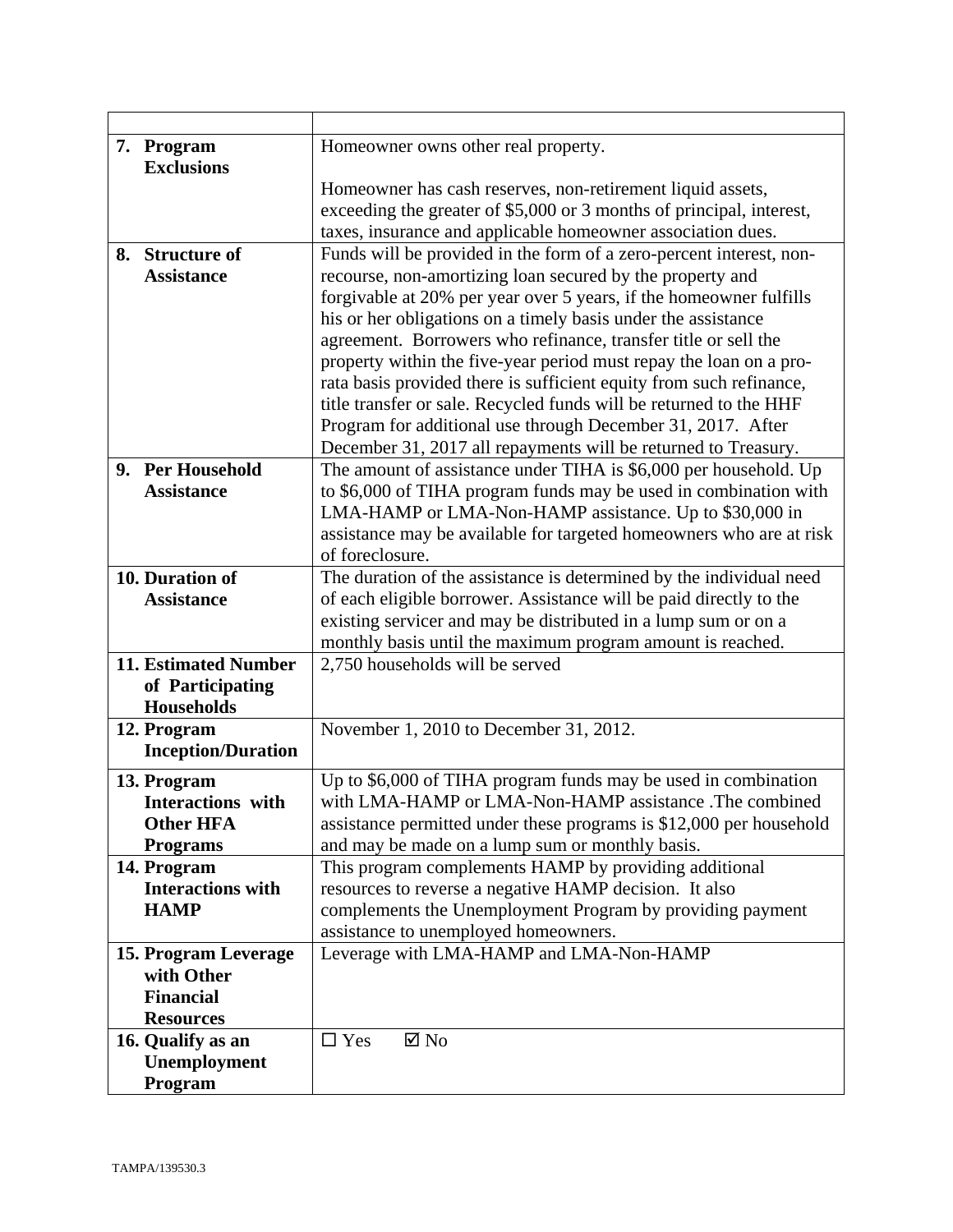| | |
|---|---|
| 7. **Program Exclusions** | Homeowner owns other real property.<br><br>Homeowner has cash reserves, non-retirement liquid assets, exceeding the greater of $5,000 or 3 months of principal, interest, taxes, insurance and applicable homeowner association dues. |
| 8. **Structure of Assistance** | Funds will be provided in the form of a zero-percent interest, non-recourse, non-amortizing loan secured by the property and forgivable at 20% per year over 5 years, if the homeowner fulfills his or her obligations on a timely basis under the assistance agreement. Borrowers who refinance, transfer title or sell the property within the five-year period must repay the loan on a pro-rata basis provided there is sufficient equity from such refinance, title transfer or sale. Recycled funds will be returned to the HHF Program for additional use through December 31, 2017. After December 31, 2017 all repayments will be returned to Treasury. |
| 9. **Per Household Assistance** | The amount of assistance under TIHA is $6,000 per household. Up to $6,000 of TIHA program funds may be used in combination with LMA-HAMP or LMA-Non-HAMP assistance. Up to $30,000 in assistance may be available for targeted homeowners who are at risk of foreclosure. |
| **10. Duration of Assistance** | The duration of the assistance is determined by the individual need of each eligible borrower. Assistance will be paid directly to the existing servicer and may be distributed in a lump sum or on a monthly basis until the maximum program amount is reached. |
| **11. Estimated Number of Participating Households** | 2,750 households will be served |
| **12. Program Inception/Duration** | November 1, 2010 to December 31, 2012. |
| **13. Program Interactions with Other HFA Programs** | Up to $6,000 of TIHA program funds may be used in combination with LMA-HAMP or LMA-Non-HAMP assistance .The combined assistance permitted under these programs is $12,000 per household and may be made on a lump sum or monthly basis. |
| **14. Program Interactions with HAMP** | This program complements HAMP by providing additional resources to reverse a negative HAMP decision. It also complements the Unemployment Program by providing payment assistance to unemployed homeowners. |
| **15. Program Leverage with Other Financial Resources** | Leverage with LMA-HAMP and LMA-Non-HAMP |
| **16. Qualify as an Unemployment Program** | ☐ Yes ☑ No |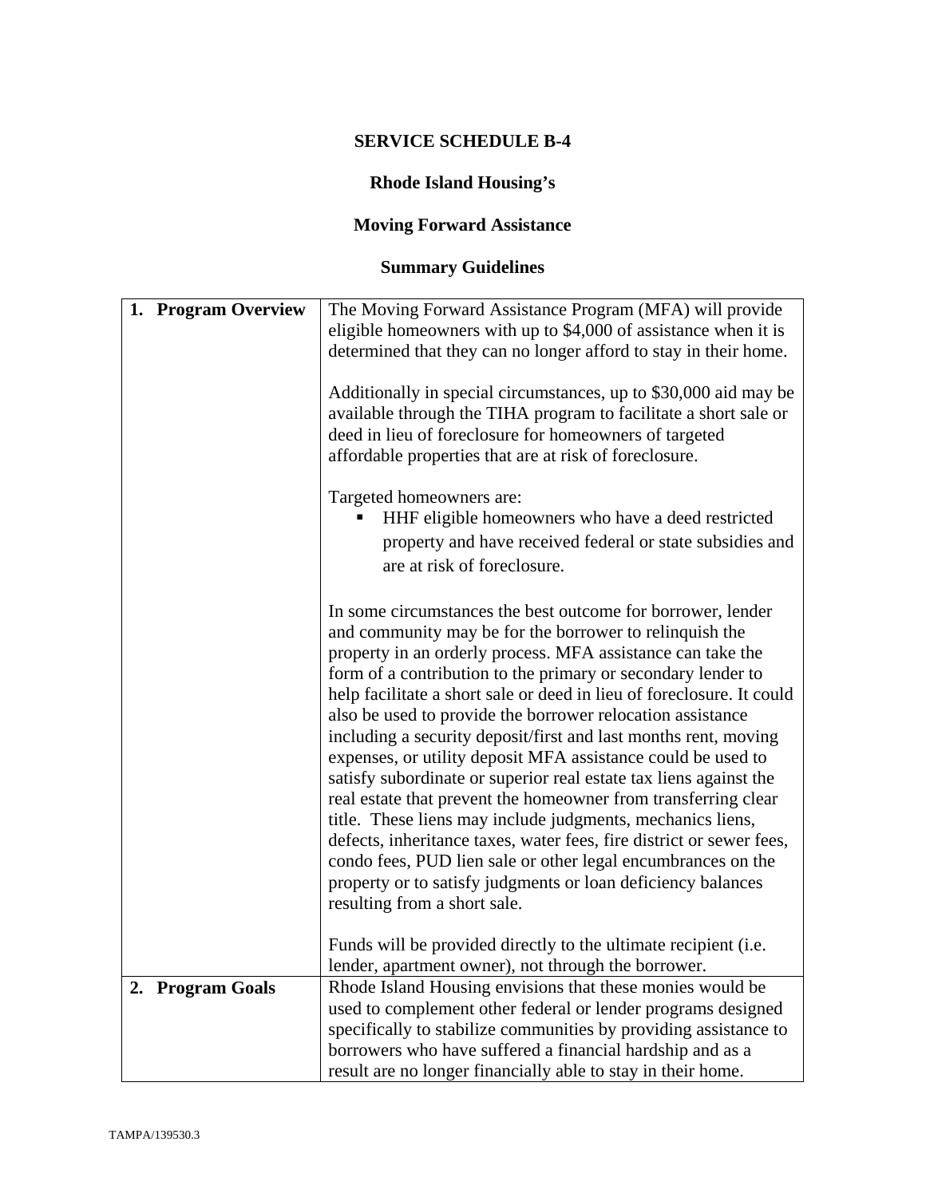**SERVICE SCHEDULE B-4**

**Rhode Island Housing's**

**Moving Forward Assistance**

**Summary Guidelines**

| | |
|---|---|
| **1. Program Overview** | The Moving Forward Assistance Program (MFA) will provide eligible homeowners with up to $4,000 of assistance when it is determined that they can no longer afford to stay in their home.<br><br>Additionally in special circumstances, up to $30,000 aid may be available through the TIHA program to facilitate a short sale or deed in lieu of foreclosure for homeowners of targeted affordable properties that are at risk of foreclosure.<br><br>Targeted homeowners are:<br>▪ HHF eligible homeowners who have a deed restricted property and have received federal or state subsidies and are at risk of foreclosure.<br><br>In some circumstances the best outcome for borrower, lender and community may be for the borrower to relinquish the property in an orderly process. MFA assistance can take the form of a contribution to the primary or secondary lender to help facilitate a short sale or deed in lieu of foreclosure. It could also be used to provide the borrower relocation assistance including a security deposit/first and last months rent, moving expenses, or utility deposit MFA assistance could be used to satisfy subordinate or superior real estate tax liens against the real estate that prevent the homeowner from transferring clear title. These liens may include judgments, mechanics liens, defects, inheritance taxes, water fees, fire district or sewer fees, condo fees, PUD lien sale or other legal encumbrances on the property or to satisfy judgments or loan deficiency balances resulting from a short sale.<br><br>Funds will be provided directly to the ultimate recipient (i.e. lender, apartment owner), not through the borrower. |
| **2. Program Goals** | Rhode Island Housing envisions that these monies would be used to complement other federal or lender programs designed specifically to stabilize communities by providing assistance to borrowers who have suffered a financial hardship and as a result are no longer financially able to stay in their home. |

TAMPA/139530.3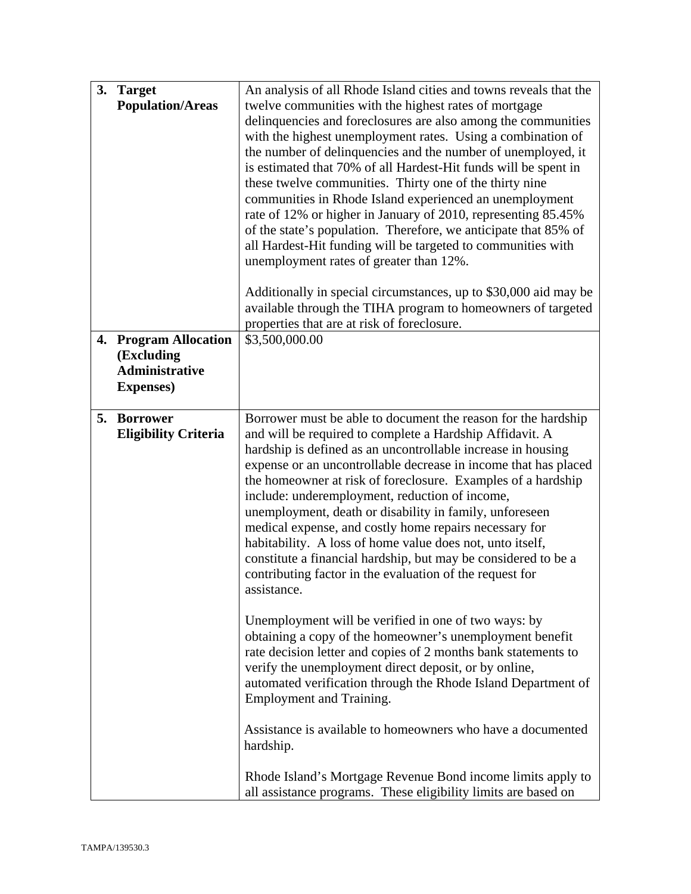| | |
|---|---|
| **3. Target Population/Areas** | An analysis of all Rhode Island cities and towns reveals that the twelve communities with the highest rates of mortgage delinquencies and foreclosures are also among the communities with the highest unemployment rates. Using a combination of the number of delinquencies and the number of unemployed, it is estimated that 70% of all Hardest-Hit funds will be spent in these twelve communities. Thirty one of the thirty nine communities in Rhode Island experienced an unemployment rate of 12% or higher in January of 2010, representing 85.45% of the state's population. Therefore, we anticipate that 85% of all Hardest-Hit funding will be targeted to communities with unemployment rates of greater than 12%.<br><br>Additionally in special circumstances, up to $30,000 aid may be available through the TIHA program to homeowners of targeted properties that are at risk of foreclosure. |
| **4. Program Allocation (Excluding Administrative Expenses)** | $3,500,000.00 |
| **5. Borrower Eligibility Criteria** | Borrower must be able to document the reason for the hardship and will be required to complete a Hardship Affidavit. A hardship is defined as an uncontrollable increase in housing expense or an uncontrollable decrease in income that has placed the homeowner at risk of foreclosure. Examples of a hardship include: underemployment, reduction of income, unemployment, death or disability in family, unforeseen medical expense, and costly home repairs necessary for habitability. A loss of home value does not, unto itself, constitute a financial hardship, but may be considered to be a contributing factor in the evaluation of the request for assistance.<br><br>Unemployment will be verified in one of two ways: by obtaining a copy of the homeowner's unemployment benefit rate decision letter and copies of 2 months bank statements to verify the unemployment direct deposit, or by online, automated verification through the Rhode Island Department of Employment and Training.<br><br>Assistance is available to homeowners who have a documented hardship.<br><br>Rhode Island's Mortgage Revenue Bond income limits apply to all assistance programs. These eligibility limits are based on |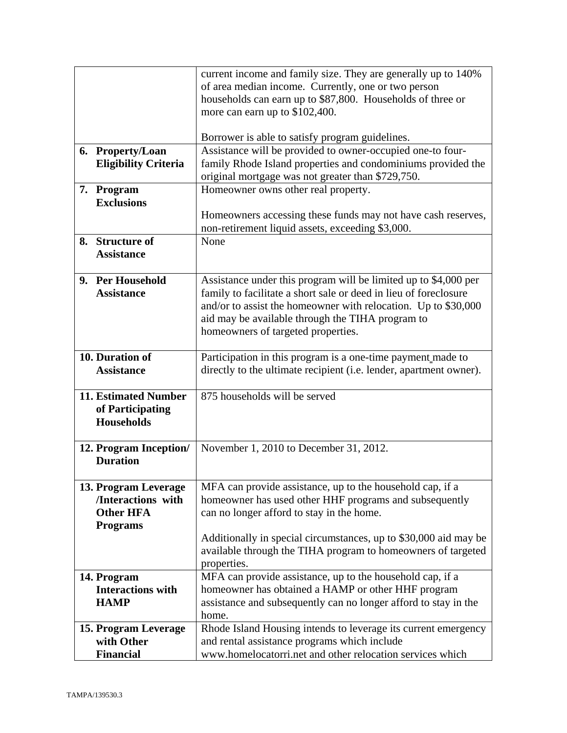| | |
|---|---|
| | current income and family size. They are generally up to 140% of area median income. Currently, one or two person households can earn up to $87,800. Households of three or more can earn up to $102,400.<br><br>Borrower is able to satisfy program guidelines. |
| **6. Property/Loan Eligibility Criteria** | Assistance will be provided to owner-occupied one-to four-family Rhode Island properties and condominiums provided the original mortgage was not greater than $729,750. |
| **7. Program Exclusions** | Homeowner owns other real property.<br><br>Homeowners accessing these funds may not have cash reserves, non-retirement liquid assets, exceeding $3,000. |
| **8. Structure of Assistance** | None |
| **9. Per Household Assistance** | Assistance under this program will be limited up to $4,000 per family to facilitate a short sale or deed in lieu of foreclosure and/or to assist the homeowner with relocation. Up to $30,000 aid may be available through the TIHA program to homeowners of targeted properties. |
| **10. Duration of Assistance** | Participation in this program is a one-time payment made to directly to the ultimate recipient (i.e. lender, apartment owner). |
| **11. Estimated Number of Participating Households** | 875 households will be served |
| **12. Program Inception/ Duration** | November 1, 2010 to December 31, 2012. |
| **13. Program Leverage /Interactions with Other HFA Programs** | MFA can provide assistance, up to the household cap, if a homeowner has used other HHF programs and subsequently can no longer afford to stay in the home.<br><br>Additionally in special circumstances, up to $30,000 aid may be available through the TIHA program to homeowners of targeted properties. |
| **14. Program Interactions with HAMP** | MFA can provide assistance, up to the household cap, if a homeowner has obtained a HAMP or other HHF program assistance and subsequently can no longer afford to stay in the home. |
| **15. Program Leverage with Other Financial** | Rhode Island Housing intends to leverage its current emergency and rental assistance programs which include www.homelocatorri.net and other relocation services which |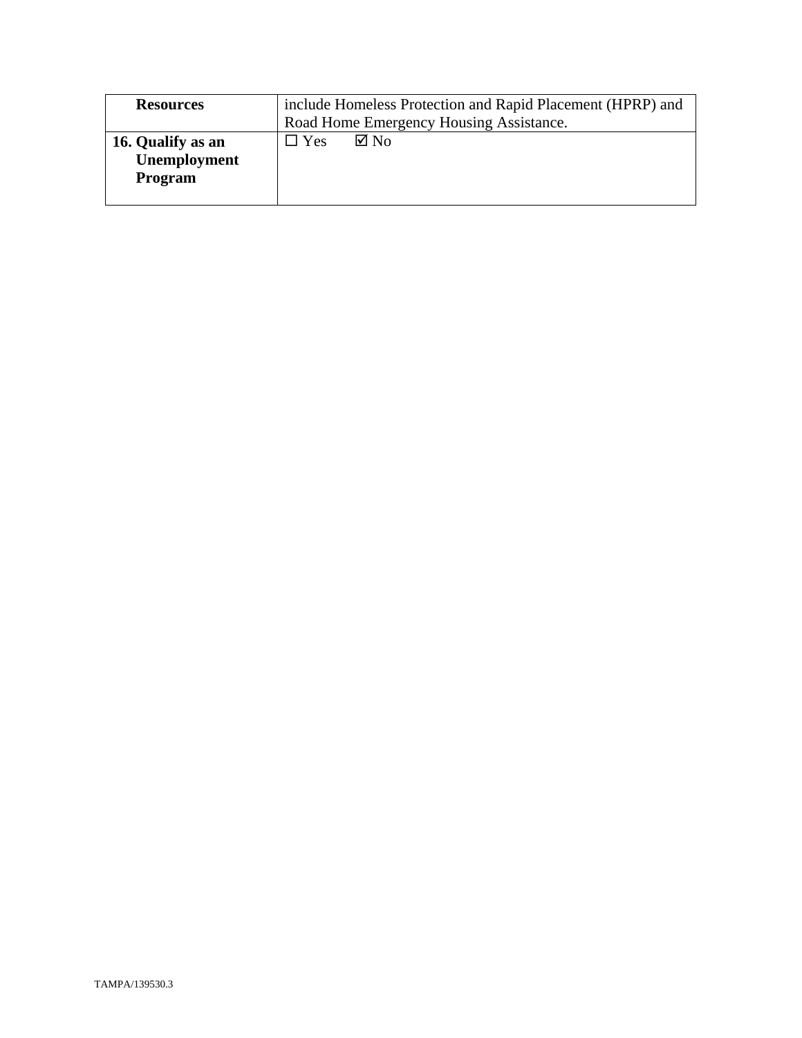| Resources | include Homeless Protection and Rapid Placement (HPRP) and Road Home Emergency Housing Assistance. |
|---|---|
| **16. Qualify as an Unemployment Program** | ☐ Yes ☑ No |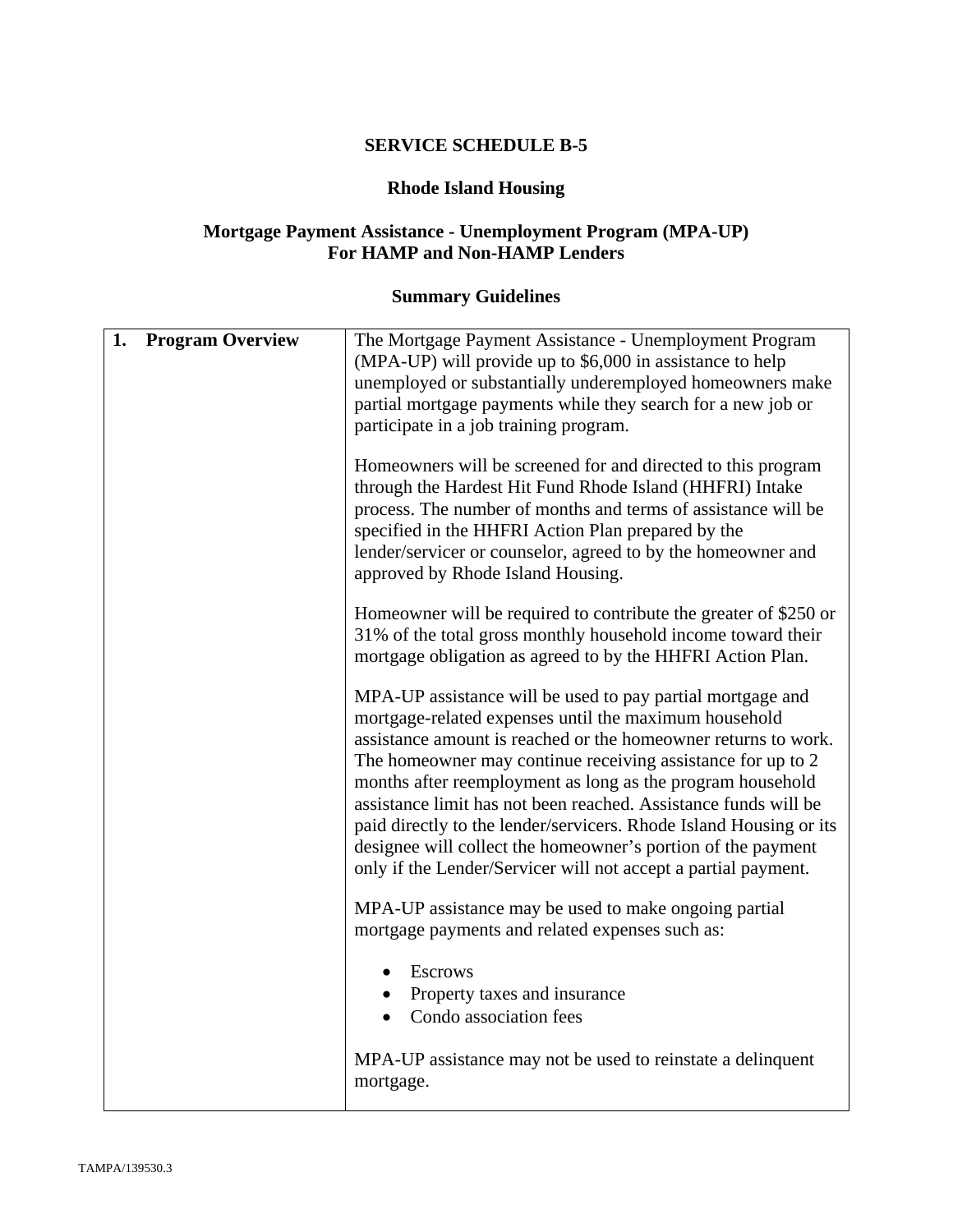# SERVICE SCHEDULE B-5

## Rhode Island Housing

## Mortgage Payment Assistance - Unemployment Program (MPA-UP) For HAMP and Non-HAMP Lenders

## Summary Guidelines

| | |
|---|---|
| **1. Program Overview** | The Mortgage Payment Assistance - Unemployment Program (MPA-UP) will provide up to $6,000 in assistance to help unemployed or substantially underemployed homeowners make partial mortgage payments while they search for a new job or participate in a job training program.<br><br>Homeowners will be screened for and directed to this program through the Hardest Hit Fund Rhode Island (HHFRI) Intake process. The number of months and terms of assistance will be specified in the HHFRI Action Plan prepared by the lender/servicer or counselor, agreed to by the homeowner and approved by Rhode Island Housing.<br><br>Homeowner will be required to contribute the greater of $250 or 31% of the total gross monthly household income toward their mortgage obligation as agreed to by the HHFRI Action Plan.<br><br>MPA-UP assistance will be used to pay partial mortgage and mortgage-related expenses until the maximum household assistance amount is reached or the homeowner returns to work. The homeowner may continue receiving assistance for up to 2 months after reemployment as long as the program household assistance limit has not been reached. Assistance funds will be paid directly to the lender/servicers. Rhode Island Housing or its designee will collect the homeowner's portion of the payment only if the Lender/Servicer will not accept a partial payment.<br><br>MPA-UP assistance may be used to make ongoing partial mortgage payments and related expenses such as:<br><br>• Escrows<br>• Property taxes and insurance<br>• Condo association fees<br><br>MPA-UP assistance may not be used to reinstate a delinquent mortgage. |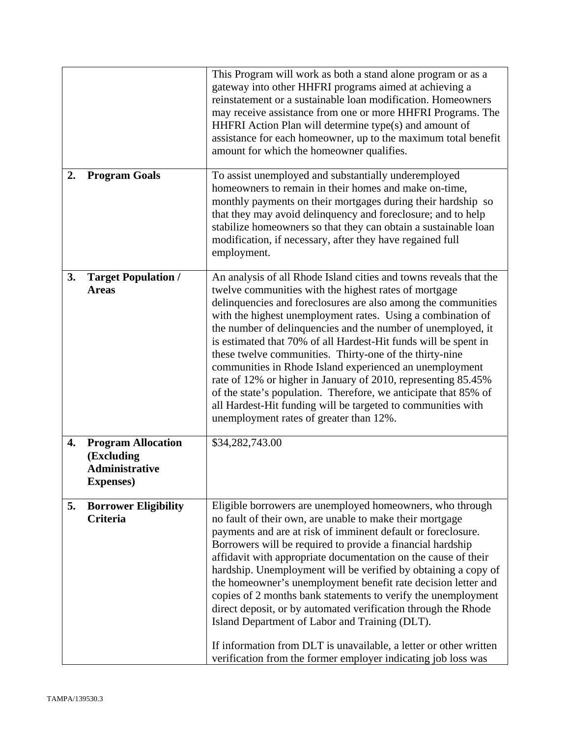| | |
|---|---|
| | This Program will work as both a stand alone program or as a gateway into other HHFRI programs aimed at achieving a reinstatement or a sustainable loan modification. Homeowners may receive assistance from one or more HHFRI Programs. The HHFRI Action Plan will determine type(s) and amount of assistance for each homeowner, up to the maximum total benefit amount for which the homeowner qualifies. |
| **2. Program Goals** | To assist unemployed and substantially underemployed homeowners to remain in their homes and make on-time, monthly payments on their mortgages during their hardship so that they may avoid delinquency and foreclosure; and to help stabilize homeowners so that they can obtain a sustainable loan modification, if necessary, after they have regained full employment. |
| **3. Target Population / Areas** | An analysis of all Rhode Island cities and towns reveals that the twelve communities with the highest rates of mortgage delinquencies and foreclosures are also among the communities with the highest unemployment rates. Using a combination of the number of delinquencies and the number of unemployed, it is estimated that 70% of all Hardest-Hit funds will be spent in these twelve communities. Thirty-one of the thirty-nine communities in Rhode Island experienced an unemployment rate of 12% or higher in January of 2010, representing 85.45% of the state's population. Therefore, we anticipate that 85% of all Hardest-Hit funding will be targeted to communities with unemployment rates of greater than 12%. |
| **4. Program Allocation (Excluding Administrative Expenses)** | $34,282,743.00 |
| **5. Borrower Eligibility Criteria** | Eligible borrowers are unemployed homeowners, who through no fault of their own, are unable to make their mortgage payments and are at risk of imminent default or foreclosure. Borrowers will be required to provide a financial hardship affidavit with appropriate documentation on the cause of their hardship. Unemployment will be verified by obtaining a copy of the homeowner's unemployment benefit rate decision letter and copies of 2 months bank statements to verify the unemployment direct deposit, or by automated verification through the Rhode Island Department of Labor and Training (DLT).<br><br>If information from DLT is unavailable, a letter or other written verification from the former employer indicating job loss was |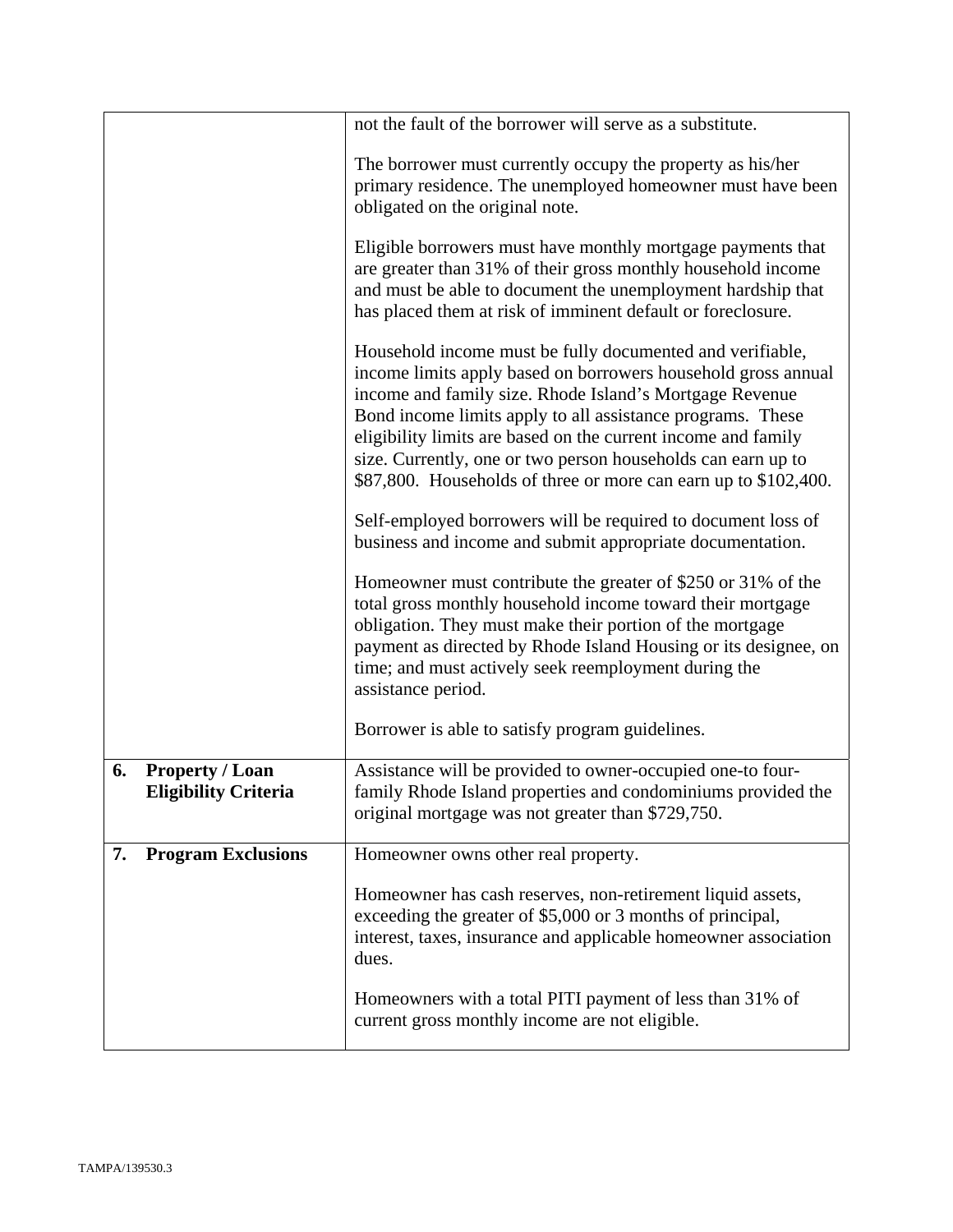| | |
|---|---|
| | not the fault of the borrower will serve as a substitute.<br><br>The borrower must currently occupy the property as his/her primary residence. The unemployed homeowner must have been obligated on the original note.<br><br>Eligible borrowers must have monthly mortgage payments that are greater than 31% of their gross monthly household income and must be able to document the unemployment hardship that has placed them at risk of imminent default or foreclosure.<br><br>Household income must be fully documented and verifiable, income limits apply based on borrowers household gross annual income and family size. Rhode Island's Mortgage Revenue Bond income limits apply to all assistance programs. These eligibility limits are based on the current income and family size. Currently, one or two person households can earn up to \$87,800. Households of three or more can earn up to \$102,400.<br><br>Self-employed borrowers will be required to document loss of business and income and submit appropriate documentation.<br><br>Homeowner must contribute the greater of \$250 or 31% of the total gross monthly household income toward their mortgage obligation. They must make their portion of the mortgage payment as directed by Rhode Island Housing or its designee, on time; and must actively seek reemployment during the assistance period.<br><br>Borrower is able to satisfy program guidelines. |
| **6. Property / Loan Eligibility Criteria** | Assistance will be provided to owner-occupied one-to four-family Rhode Island properties and condominiums provided the original mortgage was not greater than \$729,750. |
| **7. Program Exclusions** | Homeowner owns other real property.<br><br>Homeowner has cash reserves, non-retirement liquid assets, exceeding the greater of \$5,000 or 3 months of principal, interest, taxes, insurance and applicable homeowner association dues.<br><br>Homeowners with a total PITI payment of less than 31% of current gross monthly income are not eligible. |

TAMPA/139530.3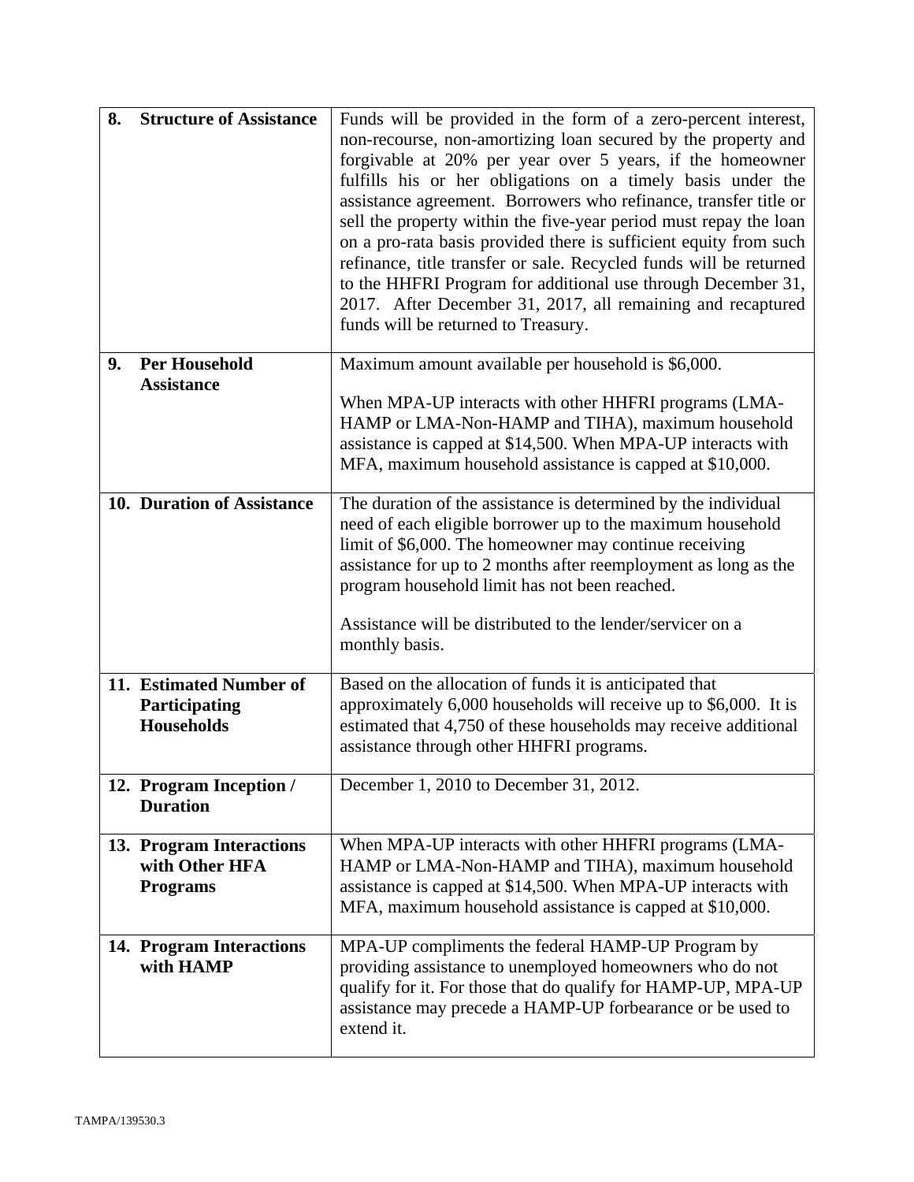| | |
|---|---|
| **8. Structure of Assistance** | Funds will be provided in the form of a zero-percent interest, non-recourse, non-amortizing loan secured by the property and forgivable at 20% per year over 5 years, if the homeowner fulfills his or her obligations on a timely basis under the assistance agreement. Borrowers who refinance, transfer title or sell the property within the five-year period must repay the loan on a pro-rata basis provided there is sufficient equity from such refinance, title transfer or sale. Recycled funds will be returned to the HHFRI Program for additional use through December 31, 2017. After December 31, 2017, all remaining and recaptured funds will be returned to Treasury. |
| **9. Per Household Assistance** | Maximum amount available per household is $6,000.<br><br>When MPA-UP interacts with other HHFRI programs (LMA-HAMP or LMA-Non-HAMP and TIHA), maximum household assistance is capped at $14,500. When MPA-UP interacts with MFA, maximum household assistance is capped at $10,000. |
| **10. Duration of Assistance** | The duration of the assistance is determined by the individual need of each eligible borrower up to the maximum household limit of $6,000. The homeowner may continue receiving assistance for up to 2 months after reemployment as long as the program household limit has not been reached.<br><br>Assistance will be distributed to the lender/servicer on a monthly basis. |
| **11. Estimated Number of Participating Households** | Based on the allocation of funds it is anticipated that approximately 6,000 households will receive up to $6,000. It is estimated that 4,750 of these households may receive additional assistance through other HHFRI programs. |
| **12. Program Inception / Duration** | December 1, 2010 to December 31, 2012. |
| **13. Program Interactions with Other HFA Programs** | When MPA-UP interacts with other HHFRI programs (LMA-HAMP or LMA-Non-HAMP and TIHA), maximum household assistance is capped at $14,500. When MPA-UP interacts with MFA, maximum household assistance is capped at $10,000. |
| **14. Program Interactions with HAMP** | MPA-UP compliments the federal HAMP-UP Program by providing assistance to unemployed homeowners who do not qualify for it. For those that do qualify for HAMP-UP, MPA-UP assistance may precede a HAMP-UP forbearance or be used to extend it. |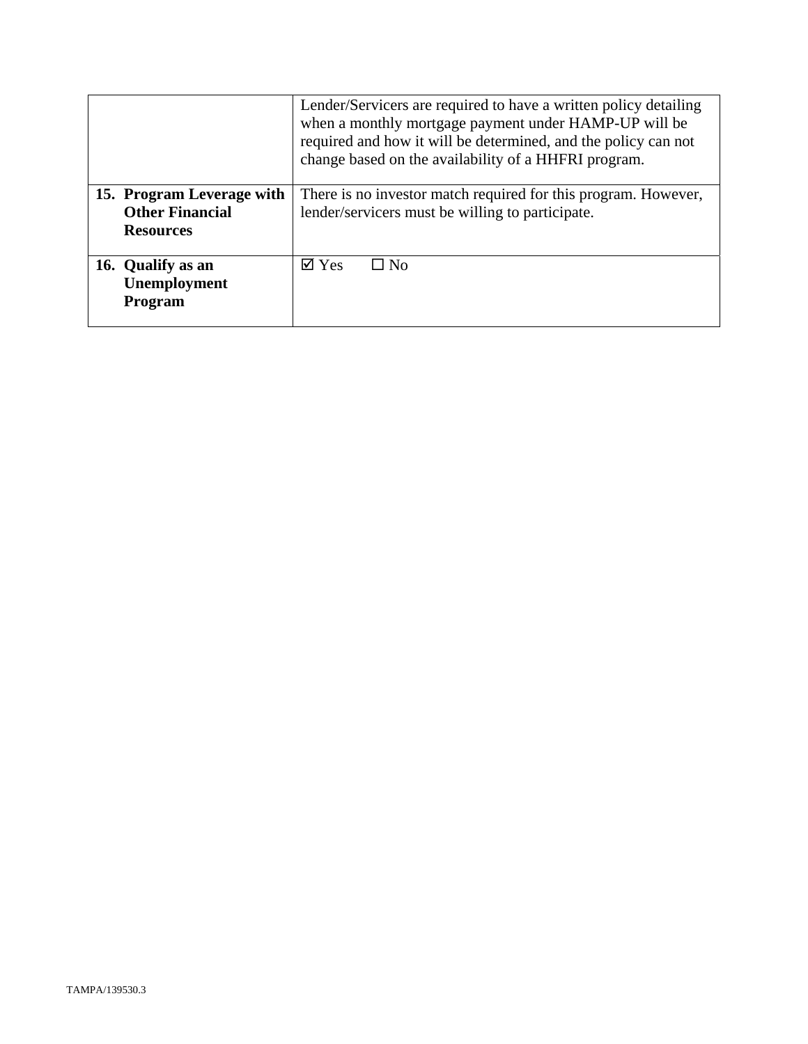| | |
|---|---|
| | Lender/Servicers are required to have a written policy detailing when a monthly mortgage payment under HAMP-UP will be required and how it will be determined, and the policy can not change based on the availability of a HHFRI program. |
| **15. Program Leverage with Other Financial Resources** | There is no investor match required for this program. However, lender/servicers must be willing to participate. |
| **16. Qualify as an Unemployment Program** | ☑ Yes ☐ No |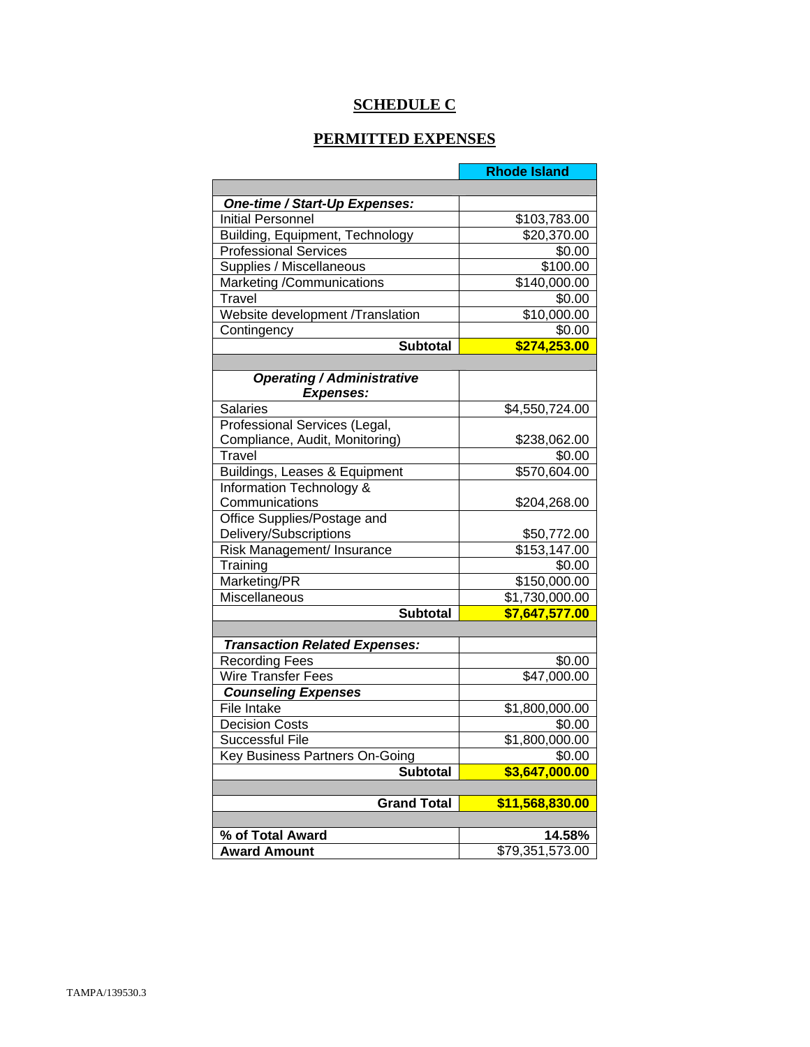# SCHEDULE C

## PERMITTED EXPENSES

| | Rhode Island |
|---|---|
| | |
| ***One-time / Start-Up Expenses:*** | |
| Initial Personnel | $103,783.00 |
| Building, Equipment, Technology | $20,370.00 |
| Professional Services | $0.00 |
| Supplies / Miscellaneous | $100.00 |
| Marketing /Communications | $140,000.00 |
| Travel | $0.00 |
| Website development /Translation | $10,000.00 |
| Contingency | $0.00 |
| **Subtotal** | **$274,253.00** |
| | |
| ***Operating / Administrative Expenses:*** | |
| Salaries | $4,550,724.00 |
| Professional Services (Legal, Compliance, Audit, Monitoring) | $238,062.00 |
| Travel | $0.00 |
| Buildings, Leases & Equipment | $570,604.00 |
| Information Technology & Communications | $204,268.00 |
| Office Supplies/Postage and Delivery/Subscriptions | $50,772.00 |
| Risk Management/ Insurance | $153,147.00 |
| Training | $0.00 |
| Marketing/PR | $150,000.00 |
| Miscellaneous | $1,730,000.00 |
| **Subtotal** | **$7,647,577.00** |
| | |
| ***Transaction Related Expenses:*** | |
| Recording Fees | $0.00 |
| Wire Transfer Fees | $47,000.00 |
| ***Counseling Expenses*** | |
| File Intake | $1,800,000.00 |
| Decision Costs | $0.00 |
| Successful File | $1,800,000.00 |
| Key Business Partners On-Going | $0.00 |
| **Subtotal** | **$3,647,000.00** |
| | |
| **Grand Total** | **$11,568,830.00** |
| | |
| **% of Total Award** | **14.58%** |
| **Award Amount** | $79,351,573.00 |

TAMPA/139530.3